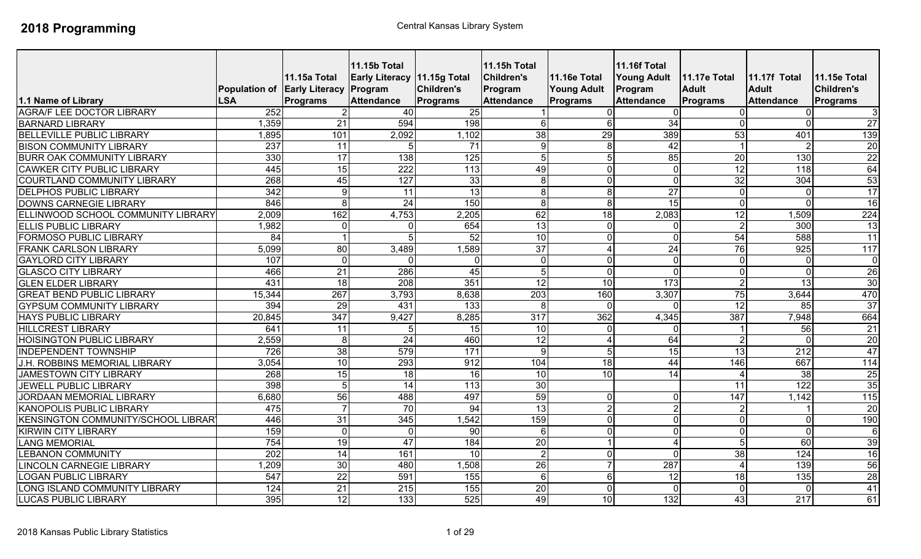# 2018 Programming

Central Kansas Library System

| 1.1 Name of Library | Population of LSA | 11.15a Total Early Literacy Programs | 11.15b Total Early Literacy Program Attendance | 11.15g Total Children's Programs | 11.15h Total Children's Program Attendance | 11.16e Total Young Adult Programs | 11.16f Total Young Adult Program Attendance | 11.17e Total Adult Programs | 11.17f Total Adult Attendance | 11.15e Total Children's Programs |
|---|---|---|---|---|---|---|---|---|---|---|
| AGRA/F LEE DOCTOR LIBRARY | 252 | 2 | 40 | 25 | 1 | 0 | 0 | 0 | 0 | 3 |
| BARNARD LIBRARY | 1,359 | 21 | 594 | 198 | 6 | 6 | 34 | 0 | 0 | 27 |
| BELLEVILLE PUBLIC LIBRARY | 1,895 | 101 | 2,092 | 1,102 | 38 | 29 | 389 | 53 | 401 | 139 |
| BISON COMMUNITY LIBRARY | 237 | 11 | 5 | 71 | 9 | 8 | 42 | 1 | 2 | 20 |
| BURR OAK COMMUNITY LIBRARY | 330 | 17 | 138 | 125 | 5 | 5 | 85 | 20 | 130 | 22 |
| CAWKER CITY PUBLIC LIBRARY | 445 | 15 | 222 | 113 | 49 | 0 | 0 | 12 | 118 | 64 |
| COURTLAND COMMUNITY LIBRARY | 268 | 45 | 127 | 33 | 8 | 0 | 0 | 32 | 304 | 53 |
| DELPHOS PUBLIC LIBRARY | 342 | 9 | 11 | 13 | 8 | 8 | 27 | 0 | 0 | 17 |
| DOWNS CARNEGIE LIBRARY | 846 | 8 | 24 | 150 | 8 | 8 | 15 | 0 | 0 | 16 |
| ELLINWOOD SCHOOL COMMUNITY LIBRARY | 2,009 | 162 | 4,753 | 2,205 | 62 | 18 | 2,083 | 12 | 1,509 | 224 |
| ELLIS PUBLIC LIBRARY | 1,982 | 0 | 0 | 654 | 13 | 0 | 0 | 2 | 300 | 13 |
| FORMOSO PUBLIC LIBRARY | 84 | 1 | 5 | 52 | 10 | 0 | 0 | 54 | 588 | 11 |
| FRANK CARLSON LIBRARY | 5,099 | 80 | 3,489 | 1,589 | 37 | 4 | 24 | 76 | 925 | 117 |
| GAYLORD CITY LIBRARY | 107 | 0 | 0 | 0 | 0 | 0 | 0 | 0 | 0 | 0 |
| GLASCO CITY LIBRARY | 466 | 21 | 286 | 45 | 5 | 0 | 0 | 0 | 0 | 26 |
| GLEN ELDER LIBRARY | 431 | 18 | 208 | 351 | 12 | 10 | 173 | 2 | 13 | 30 |
| GREAT BEND PUBLIC LIBRARY | 15,344 | 267 | 3,793 | 8,638 | 203 | 160 | 3,307 | 75 | 3,644 | 470 |
| GYPSUM COMMUNITY LIBRARY | 394 | 29 | 431 | 133 | 8 | 0 | 0 | 12 | 85 | 37 |
| HAYS PUBLIC LIBRARY | 20,845 | 347 | 9,427 | 8,285 | 317 | 362 | 4,345 | 387 | 7,948 | 664 |
| HILLCREST LIBRARY | 641 | 11 | 5 | 15 | 10 | 0 | 0 | 1 | 56 | 21 |
| HOISINGTON PUBLIC LIBRARY | 2,559 | 8 | 24 | 460 | 12 | 4 | 64 | 2 | 0 | 20 |
| INDEPENDENT TOWNSHIP | 726 | 38 | 579 | 171 | 9 | 5 | 15 | 13 | 212 | 47 |
| J.H. ROBBINS MEMORIAL LIBRARY | 3,054 | 10 | 293 | 912 | 104 | 18 | 44 | 146 | 667 | 114 |
| JAMESTOWN CITY LIBRARY | 268 | 15 | 18 | 16 | 10 | 10 | 14 | 4 | 38 | 25 |
| JEWELL PUBLIC LIBRARY | 398 | 5 | 14 | 113 | 30 | | | 11 | 122 | 35 |
| JORDAAN MEMORIAL LIBRARY | 6,680 | 56 | 488 | 497 | 59 | 0 | 0 | 147 | 1,142 | 115 |
| KANOPOLIS PUBLIC LIBRARY | 475 | 7 | 70 | 94 | 13 | 2 | 2 | 2 | 1 | 20 |
| KENSINGTON COMMUNITY/SCHOOL LIBRAR | 446 | 31 | 345 | 1,542 | 159 | 0 | 0 | 0 | 0 | 190 |
| KIRWIN CITY LIBRARY | 159 | 0 | 0 | 90 | 6 | 0 | 0 | 0 | 0 | 6 |
| LANG MEMORIAL | 754 | 19 | 47 | 184 | 20 | 1 | 4 | 5 | 60 | 39 |
| LEBANON COMMUNITY | 202 | 14 | 161 | 10 | 2 | 0 | 0 | 38 | 124 | 16 |
| LINCOLN CARNEGIE LIBRARY | 1,209 | 30 | 480 | 1,508 | 26 | 7 | 287 | 4 | 139 | 56 |
| LOGAN PUBLIC LIBRARY | 547 | 22 | 591 | 155 | 6 | 6 | 12 | 18 | 135 | 28 |
| LONG ISLAND COMMUNITY LIBRARY | 124 | 21 | 215 | 155 | 20 | 0 | 0 | 0 | 0 | 41 |
| LUCAS PUBLIC LIBRARY | 395 | 12 | 133 | 525 | 49 | 10 | 132 | 43 | 217 | 61 |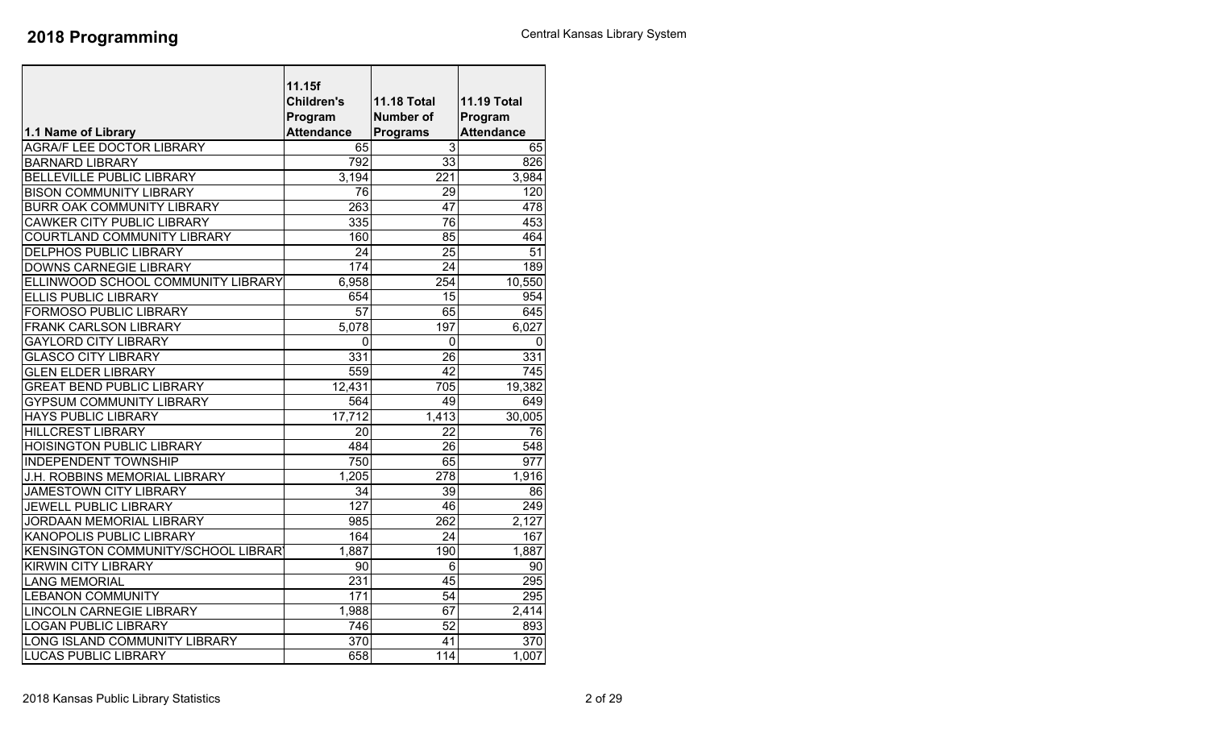# 2018 Programming

Central Kansas Library System

| 1.1 Name of Library | 11.15f Children's Program Attendance | 11.18 Total Number of Programs | 11.19 Total Program Attendance |
|---|---|---|---|
| AGRA/F LEE DOCTOR LIBRARY | 65 | 3 | 65 |
| BARNARD LIBRARY | 792 | 33 | 826 |
| BELLEVILLE PUBLIC LIBRARY | 3,194 | 221 | 3,984 |
| BISON COMMUNITY LIBRARY | 76 | 29 | 120 |
| BURR OAK COMMUNITY LIBRARY | 263 | 47 | 478 |
| CAWKER CITY PUBLIC LIBRARY | 335 | 76 | 453 |
| COURTLAND COMMUNITY LIBRARY | 160 | 85 | 464 |
| DELPHOS PUBLIC LIBRARY | 24 | 25 | 51 |
| DOWNS CARNEGIE LIBRARY | 174 | 24 | 189 |
| ELLINWOOD SCHOOL COMMUNITY LIBRARY | 6,958 | 254 | 10,550 |
| ELLIS PUBLIC LIBRARY | 654 | 15 | 954 |
| FORMOSO PUBLIC LIBRARY | 57 | 65 | 645 |
| FRANK CARLSON LIBRARY | 5,078 | 197 | 6,027 |
| GAYLORD CITY LIBRARY | 0 | 0 | 0 |
| GLASCO CITY LIBRARY | 331 | 26 | 331 |
| GLEN ELDER LIBRARY | 559 | 42 | 745 |
| GREAT BEND PUBLIC LIBRARY | 12,431 | 705 | 19,382 |
| GYPSUM COMMUNITY LIBRARY | 564 | 49 | 649 |
| HAYS PUBLIC LIBRARY | 17,712 | 1,413 | 30,005 |
| HILLCREST LIBRARY | 20 | 22 | 76 |
| HOISINGTON PUBLIC LIBRARY | 484 | 26 | 548 |
| INDEPENDENT TOWNSHIP | 750 | 65 | 977 |
| J.H. ROBBINS MEMORIAL LIBRARY | 1,205 | 278 | 1,916 |
| JAMESTOWN CITY LIBRARY | 34 | 39 | 86 |
| JEWELL PUBLIC LIBRARY | 127 | 46 | 249 |
| JORDAAN MEMORIAL LIBRARY | 985 | 262 | 2,127 |
| KANOPOLIS PUBLIC LIBRARY | 164 | 24 | 167 |
| KENSINGTON COMMUNITY/SCHOOL LIBRARY | 1,887 | 190 | 1,887 |
| KIRWIN CITY LIBRARY | 90 | 6 | 90 |
| LANG MEMORIAL | 231 | 45 | 295 |
| LEBANON COMMUNITY | 171 | 54 | 295 |
| LINCOLN CARNEGIE LIBRARY | 1,988 | 67 | 2,414 |
| LOGAN PUBLIC LIBRARY | 746 | 52 | 893 |
| LONG ISLAND COMMUNITY LIBRARY | 370 | 41 | 370 |
| LUCAS PUBLIC LIBRARY | 658 | 114 | 1,007 |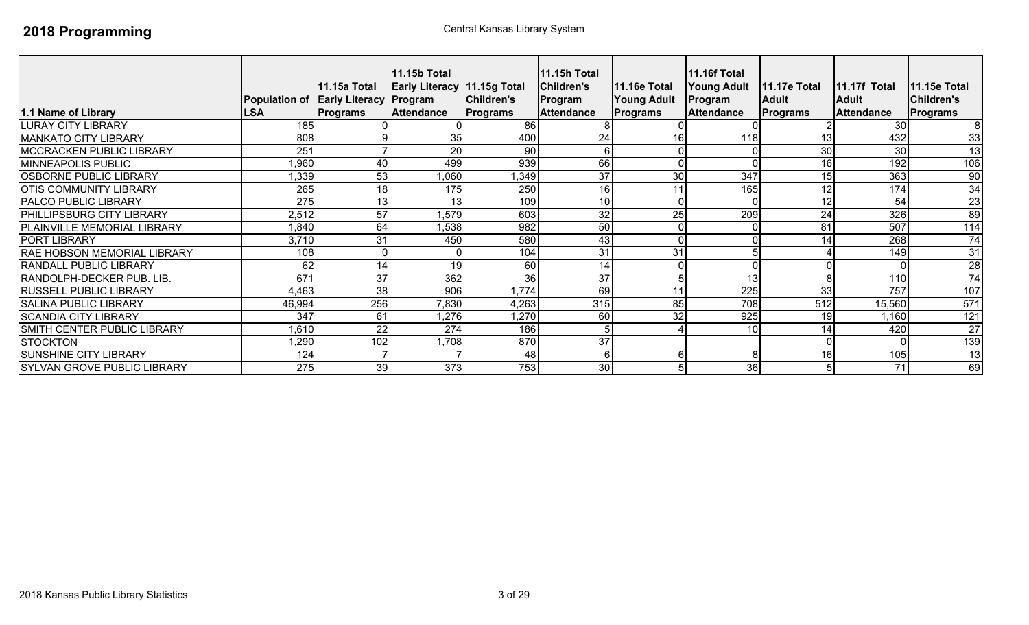# 2018 Programming

Central Kansas Library System

| 1.1 Name of Library | Population of LSA | 11.15a Total Early Literacy Programs | 11.15b Total Early Literacy Program Attendance | 11.15g Total Children's Programs | 11.15h Total Children's Program Attendance | 11.16e Total Young Adult Programs | 11.16f Total Young Adult Program Attendance | 11.17e Total Adult Programs | 11.17f Total Adult Attendance | 11.15e Total Children's Programs |
|---|---|---|---|---|---|---|---|---|---|---|
| LURAY CITY LIBRARY | 185 | 0 | 0 | 86 | 8 | 0 | 0 | 2 | 30 | 8 |
| MANKATO CITY LIBRARY | 808 | 9 | 35 | 400 | 24 | 16 | 118 | 13 | 432 | 33 |
| MCCRACKEN PUBLIC LIBRARY | 251 | 7 | 20 | 90 | 6 | 0 | 0 | 30 | 30 | 13 |
| MINNEAPOLIS PUBLIC | 1,960 | 40 | 499 | 939 | 66 | 0 | 0 | 16 | 192 | 106 |
| OSBORNE PUBLIC LIBRARY | 1,339 | 53 | 1,060 | 1,349 | 37 | 30 | 347 | 15 | 363 | 90 |
| OTIS COMMUNITY LIBRARY | 265 | 18 | 175 | 250 | 16 | 11 | 165 | 12 | 174 | 34 |
| PALCO PUBLIC LIBRARY | 275 | 13 | 13 | 109 | 10 | 0 | 0 | 12 | 54 | 23 |
| PHILLIPSBURG CITY LIBRARY | 2,512 | 57 | 1,579 | 603 | 32 | 25 | 209 | 24 | 326 | 89 |
| PLAINVILLE MEMORIAL LIBRARY | 1,840 | 64 | 1,538 | 982 | 50 | 0 | 0 | 81 | 507 | 114 |
| PORT LIBRARY | 3,710 | 31 | 450 | 580 | 43 | 0 | 0 | 14 | 268 | 74 |
| RAE HOBSON MEMORIAL LIBRARY | 108 | 0 | 0 | 104 | 31 | 31 | 5 | 4 | 149 | 31 |
| RANDALL PUBLIC LIBRARY | 62 | 14 | 19 | 60 | 14 | 0 | 0 | 0 | 0 | 28 |
| RANDOLPH-DECKER PUB. LIB. | 671 | 37 | 362 | 36 | 37 | 5 | 13 | 8 | 110 | 74 |
| RUSSELL PUBLIC LIBRARY | 4,463 | 38 | 906 | 1,774 | 69 | 11 | 225 | 33 | 757 | 107 |
| SALINA PUBLIC LIBRARY | 46,994 | 256 | 7,830 | 4,263 | 315 | 85 | 708 | 512 | 15,560 | 571 |
| SCANDIA CITY LIBRARY | 347 | 61 | 1,276 | 1,270 | 60 | 32 | 925 | 19 | 1,160 | 121 |
| SMITH CENTER PUBLIC LIBRARY | 1,610 | 22 | 274 | 186 | 5 | 4 | 10 | 14 | 420 | 27 |
| STOCKTON | 1,290 | 102 | 1,708 | 870 | 37 | | | 0 | 0 | 139 |
| SUNSHINE CITY LIBRARY | 124 | 7 | 7 | 48 | 6 | 6 | 8 | 16 | 105 | 13 |
| SYLVAN GROVE PUBLIC LIBRARY | 275 | 39 | 373 | 753 | 30 | 5 | 36 | 5 | 71 | 69 |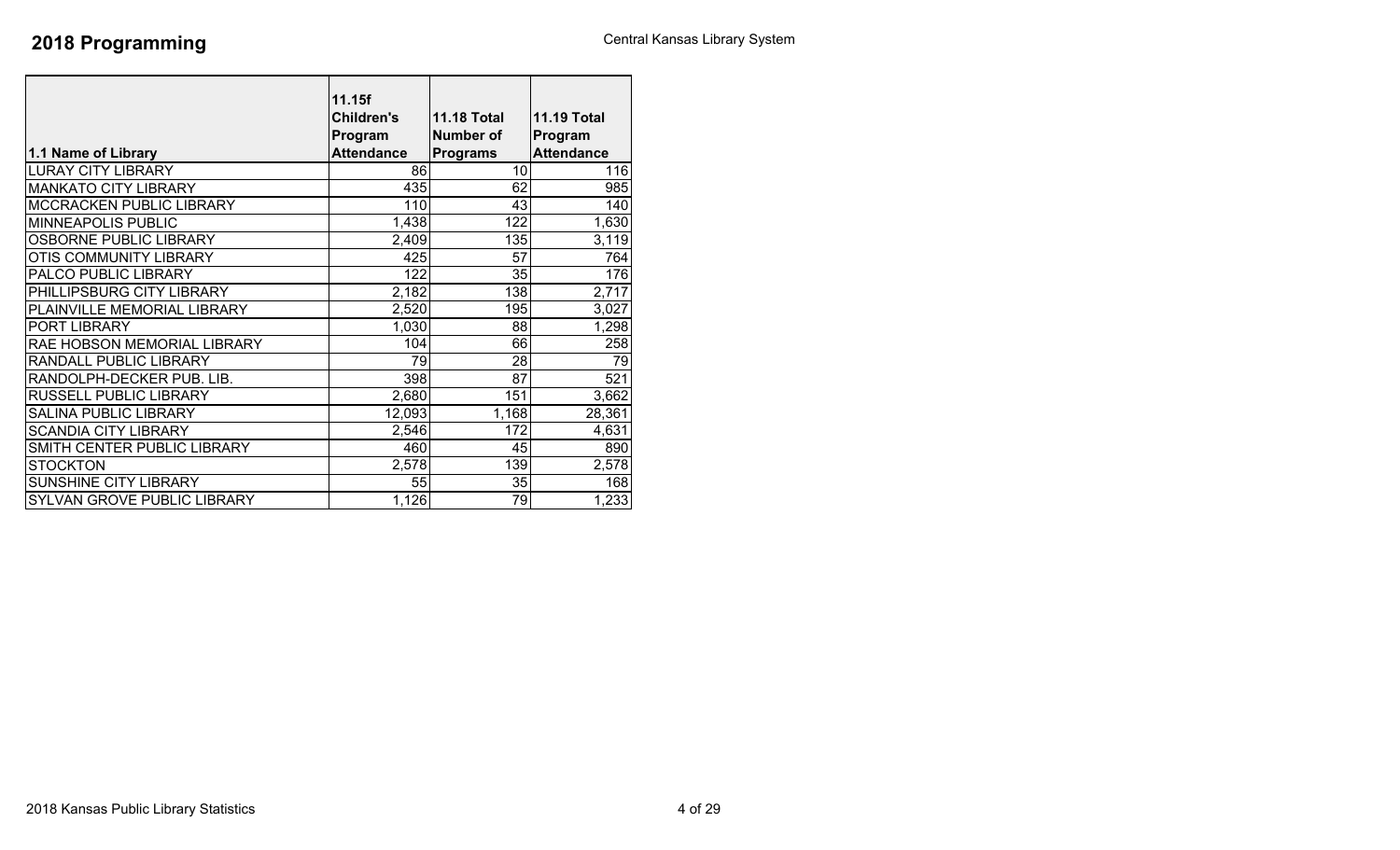# 2018 Programming

Central Kansas Library System

| 1.1 Name of Library | 11.15f Children's Program Attendance | 11.18 Total Number of Programs | 11.19 Total Program Attendance |
|---|---|---|---|
| LURAY CITY LIBRARY | 86 | 10 | 116 |
| MANKATO CITY LIBRARY | 435 | 62 | 985 |
| MCCRACKEN PUBLIC LIBRARY | 110 | 43 | 140 |
| MINNEAPOLIS PUBLIC | 1,438 | 122 | 1,630 |
| OSBORNE PUBLIC LIBRARY | 2,409 | 135 | 3,119 |
| OTIS COMMUNITY LIBRARY | 425 | 57 | 764 |
| PALCO PUBLIC LIBRARY | 122 | 35 | 176 |
| PHILLIPSBURG CITY LIBRARY | 2,182 | 138 | 2,717 |
| PLAINVILLE MEMORIAL LIBRARY | 2,520 | 195 | 3,027 |
| PORT LIBRARY | 1,030 | 88 | 1,298 |
| RAE HOBSON MEMORIAL LIBRARY | 104 | 66 | 258 |
| RANDALL PUBLIC LIBRARY | 79 | 28 | 79 |
| RANDOLPH-DECKER PUB. LIB. | 398 | 87 | 521 |
| RUSSELL PUBLIC LIBRARY | 2,680 | 151 | 3,662 |
| SALINA PUBLIC LIBRARY | 12,093 | 1,168 | 28,361 |
| SCANDIA CITY LIBRARY | 2,546 | 172 | 4,631 |
| SMITH CENTER PUBLIC LIBRARY | 460 | 45 | 890 |
| STOCKTON | 2,578 | 139 | 2,578 |
| SUNSHINE CITY LIBRARY | 55 | 35 | 168 |
| SYLVAN GROVE PUBLIC LIBRARY | 1,126 | 79 | 1,233 |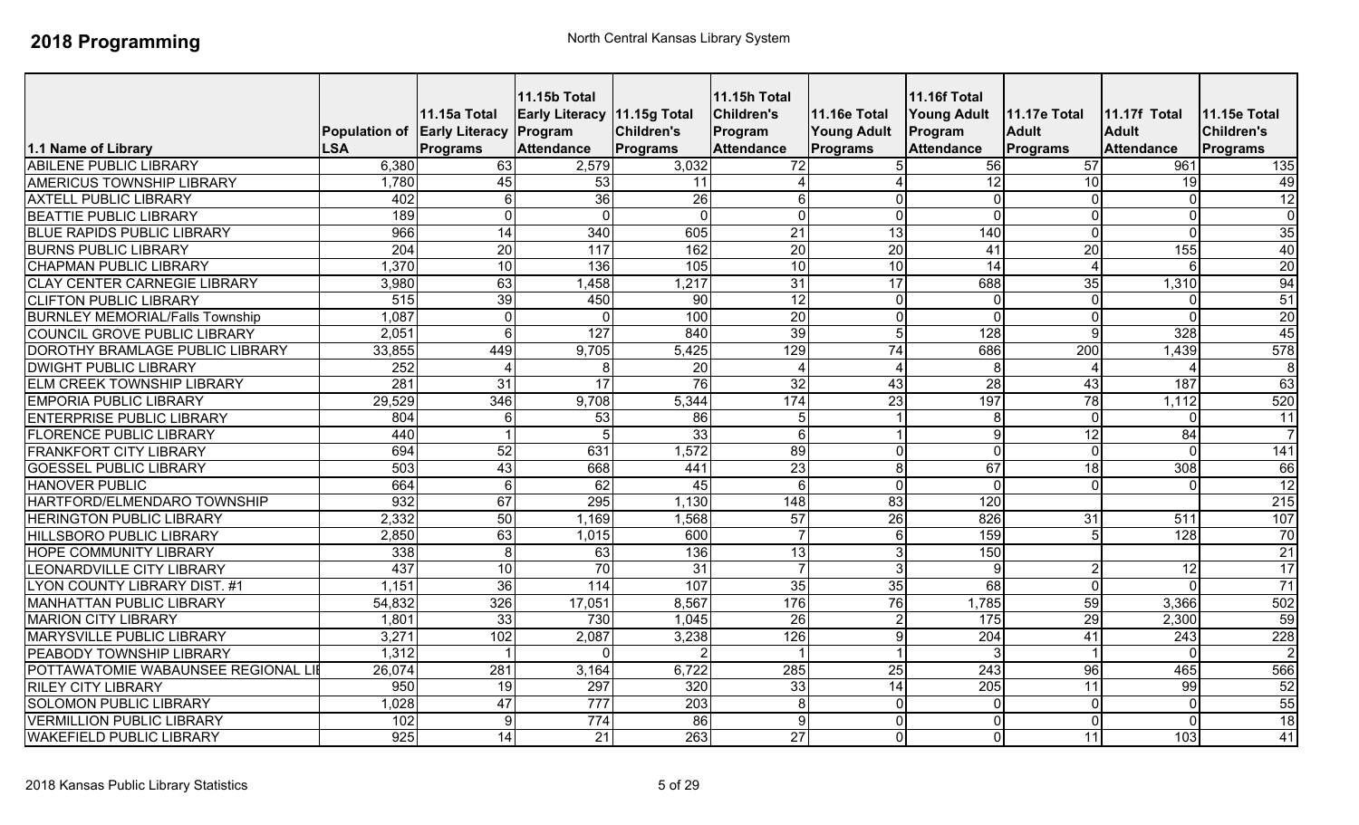# 2018 Programming

North Central Kansas Library System

| 1.1 Name of Library | Population of LSA | 11.15a Total Early Literacy Programs | 11.15b Total Early Literacy Program Attendance | 11.15g Total Children's Programs | 11.15h Total Children's Program Attendance | 11.16e Total Young Adult Programs | 11.16f Total Young Adult Program Attendance | 11.17e Total Adult Programs | 11.17f Total Adult Attendance | 11.15e Total Children's Programs |
|---|---|---|---|---|---|---|---|---|---|---|
| ABILENE PUBLIC LIBRARY | 6,380 | 63 | 2,579 | 3,032 | 72 | 5 | 56 | 57 | 961 | 135 |
| AMERICUS TOWNSHIP LIBRARY | 1,780 | 45 | 53 | 11 | 4 | 4 | 12 | 10 | 19 | 49 |
| AXTELL PUBLIC LIBRARY | 402 | 6 | 36 | 26 | 6 | 0 | 0 | 0 | 0 | 12 |
| BEATTIE PUBLIC LIBRARY | 189 | 0 | 0 | 0 | 0 | 0 | 0 | 0 | 0 | 0 |
| BLUE RAPIDS PUBLIC LIBRARY | 966 | 14 | 340 | 605 | 21 | 13 | 140 | 0 | 0 | 35 |
| BURNS PUBLIC LIBRARY | 204 | 20 | 117 | 162 | 20 | 20 | 41 | 20 | 155 | 40 |
| CHAPMAN PUBLIC LIBRARY | 1,370 | 10 | 136 | 105 | 10 | 10 | 14 | 4 | 6 | 20 |
| CLAY CENTER CARNEGIE LIBRARY | 3,980 | 63 | 1,458 | 1,217 | 31 | 17 | 688 | 35 | 1,310 | 94 |
| CLIFTON PUBLIC LIBRARY | 515 | 39 | 450 | 90 | 12 | 0 | 0 | 0 | 0 | 51 |
| BURNLEY MEMORIAL/Falls Township | 1,087 | 0 | 0 | 100 | 20 | 0 | 0 | 0 | 0 | 20 |
| COUNCIL GROVE PUBLIC LIBRARY | 2,051 | 6 | 127 | 840 | 39 | 5 | 128 | 9 | 328 | 45 |
| DOROTHY BRAMLAGE PUBLIC LIBRARY | 33,855 | 449 | 9,705 | 5,425 | 129 | 74 | 686 | 200 | 1,439 | 578 |
| DWIGHT PUBLIC LIBRARY | 252 | 4 | 8 | 20 | 4 | 4 | 8 | 4 | 4 | 8 |
| ELM CREEK TOWNSHIP LIBRARY | 281 | 31 | 17 | 76 | 32 | 43 | 28 | 43 | 187 | 63 |
| EMPORIA PUBLIC LIBRARY | 29,529 | 346 | 9,708 | 5,344 | 174 | 23 | 197 | 78 | 1,112 | 520 |
| ENTERPRISE PUBLIC LIBRARY | 804 | 6 | 53 | 86 | 5 | 1 | 8 | 0 | 0 | 11 |
| FLORENCE PUBLIC LIBRARY | 440 | 1 | 5 | 33 | 6 | 1 | 9 | 12 | 84 | 7 |
| FRANKFORT CITY LIBRARY | 694 | 52 | 631 | 1,572 | 89 | 0 | 0 | 0 | 0 | 141 |
| GOESSEL PUBLIC LIBRARY | 503 | 43 | 668 | 441 | 23 | 8 | 67 | 18 | 308 | 66 |
| HANOVER PUBLIC | 664 | 6 | 62 | 45 | 6 | 0 | 0 | 0 | 0 | 12 |
| HARTFORD/ELMENDARO TOWNSHIP | 932 | 67 | 295 | 1,130 | 148 | 83 | 120 | | | 215 |
| HERINGTON PUBLIC LIBRARY | 2,332 | 50 | 1,169 | 1,568 | 57 | 26 | 826 | 31 | 511 | 107 |
| HILLSBORO PUBLIC LIBRARY | 2,850 | 63 | 1,015 | 600 | 7 | 6 | 159 | 5 | 128 | 70 |
| HOPE COMMUNITY LIBRARY | 338 | 8 | 63 | 136 | 13 | 3 | 150 | | | 21 |
| LEONARDVILLE CITY LIBRARY | 437 | 10 | 70 | 31 | 7 | 3 | 9 | 2 | 12 | 17 |
| LYON COUNTY LIBRARY DIST. #1 | 1,151 | 36 | 114 | 107 | 35 | 35 | 68 | 0 | 0 | 71 |
| MANHATTAN PUBLIC LIBRARY | 54,832 | 326 | 17,051 | 8,567 | 176 | 76 | 1,785 | 59 | 3,366 | 502 |
| MARION CITY LIBRARY | 1,801 | 33 | 730 | 1,045 | 26 | 2 | 175 | 29 | 2,300 | 59 |
| MARYSVILLE PUBLIC LIBRARY | 3,271 | 102 | 2,087 | 3,238 | 126 | 9 | 204 | 41 | 243 | 228 |
| PEABODY TOWNSHIP LIBRARY | 1,312 | 1 | 0 | 2 | 1 | 1 | 3 | 1 | 0 | 2 |
| POTTAWATOMIE WABAUNSEE REGIONAL LIB | 26,074 | 281 | 3,164 | 6,722 | 285 | 25 | 243 | 96 | 465 | 566 |
| RILEY CITY LIBRARY | 950 | 19 | 297 | 320 | 33 | 14 | 205 | 11 | 99 | 52 |
| SOLOMON PUBLIC LIBRARY | 1,028 | 47 | 777 | 203 | 8 | 0 | 0 | 0 | 0 | 55 |
| VERMILLION PUBLIC LIBRARY | 102 | 9 | 774 | 86 | 9 | 0 | 0 | 0 | 0 | 18 |
| WAKEFIELD PUBLIC LIBRARY | 925 | 14 | 21 | 263 | 27 | 0 | 0 | 11 | 103 | 41 |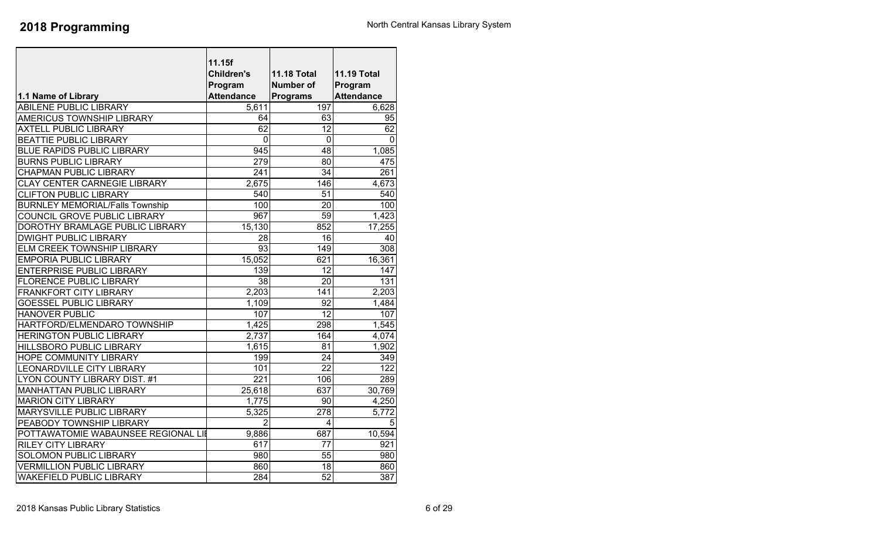# 2018 Programming

North Central Kansas Library System

| 1.1 Name of Library | 11.15f Children's Program Attendance | 11.18 Total Number of Programs | 11.19 Total Program Attendance |
|---|---|---|---|
| ABILENE PUBLIC LIBRARY | 5,611 | 197 | 6,628 |
| AMERICUS TOWNSHIP LIBRARY | 64 | 63 | 95 |
| AXTELL PUBLIC LIBRARY | 62 | 12 | 62 |
| BEATTIE PUBLIC LIBRARY | 0 | 0 | 0 |
| BLUE RAPIDS PUBLIC LIBRARY | 945 | 48 | 1,085 |
| BURNS PUBLIC LIBRARY | 279 | 80 | 475 |
| CHAPMAN PUBLIC LIBRARY | 241 | 34 | 261 |
| CLAY CENTER CARNEGIE LIBRARY | 2,675 | 146 | 4,673 |
| CLIFTON PUBLIC LIBRARY | 540 | 51 | 540 |
| BURNLEY MEMORIAL/Falls Township | 100 | 20 | 100 |
| COUNCIL GROVE PUBLIC LIBRARY | 967 | 59 | 1,423 |
| DOROTHY BRAMLAGE PUBLIC LIBRARY | 15,130 | 852 | 17,255 |
| DWIGHT PUBLIC LIBRARY | 28 | 16 | 40 |
| ELM CREEK TOWNSHIP LIBRARY | 93 | 149 | 308 |
| EMPORIA PUBLIC LIBRARY | 15,052 | 621 | 16,361 |
| ENTERPRISE PUBLIC LIBRARY | 139 | 12 | 147 |
| FLORENCE PUBLIC LIBRARY | 38 | 20 | 131 |
| FRANKFORT CITY LIBRARY | 2,203 | 141 | 2,203 |
| GOESSEL PUBLIC LIBRARY | 1,109 | 92 | 1,484 |
| HANOVER PUBLIC | 107 | 12 | 107 |
| HARTFORD/ELMENDARO TOWNSHIP | 1,425 | 298 | 1,545 |
| HERINGTON PUBLIC LIBRARY | 2,737 | 164 | 4,074 |
| HILLSBORO PUBLIC LIBRARY | 1,615 | 81 | 1,902 |
| HOPE COMMUNITY LIBRARY | 199 | 24 | 349 |
| LEONARDVILLE CITY LIBRARY | 101 | 22 | 122 |
| LYON COUNTY LIBRARY DIST. #1 | 221 | 106 | 289 |
| MANHATTAN PUBLIC LIBRARY | 25,618 | 637 | 30,769 |
| MARION CITY LIBRARY | 1,775 | 90 | 4,250 |
| MARYSVILLE PUBLIC LIBRARY | 5,325 | 278 | 5,772 |
| PEABODY TOWNSHIP LIBRARY | 2 | 4 | 5 |
| POTTAWATOMIE WABAUNSEE REGIONAL LIB | 9,886 | 687 | 10,594 |
| RILEY CITY LIBRARY | 617 | 77 | 921 |
| SOLOMON PUBLIC LIBRARY | 980 | 55 | 980 |
| VERMILLION PUBLIC LIBRARY | 860 | 18 | 860 |
| WAKEFIELD PUBLIC LIBRARY | 284 | 52 | 387 |

2018 Kansas Public Library Statistics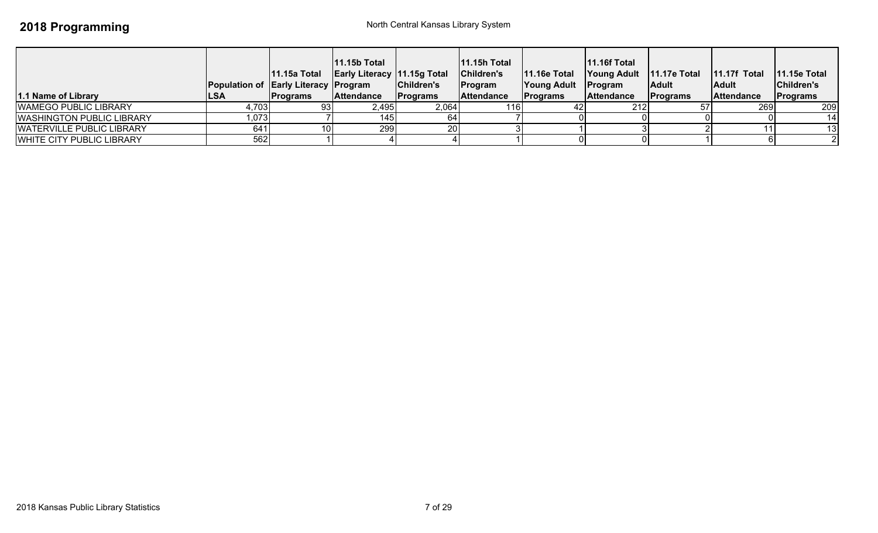# 2018 Programming

North Central Kansas Library System

| 1.1 Name of Library | Population of LSA | 11.15a Total Early Literacy Programs | 11.15b Total Early Literacy Program Attendance | 11.15g Total Children's Programs | 11.15h Total Children's Program Attendance | 11.16e Total Young Adult Programs | 11.16f Total Young Adult Program Attendance | 11.17e Total Adult Programs | 11.17f Total Adult Attendance | 11.15e Total Children's Programs |
|---|---|---|---|---|---|---|---|---|---|---|
| WAMEGO PUBLIC LIBRARY | 4,703 | 93 | 2,495 | 2,064 | 116 | 42 | 212 | 57 | 269 | 209 |
| WASHINGTON PUBLIC LIBRARY | 1,073 | 7 | 145 | 64 | 7 | 0 | 0 | 0 | 0 | 14 |
| WATERVILLE PUBLIC LIBRARY | 641 | 10 | 299 | 20 | 3 | 1 | 3 | 2 | 11 | 13 |
| WHITE CITY PUBLIC LIBRARY | 562 | 1 | 4 | 4 | 1 | 0 | 0 | 1 | 6 | 2 |

2018 Kansas Public Library Statistics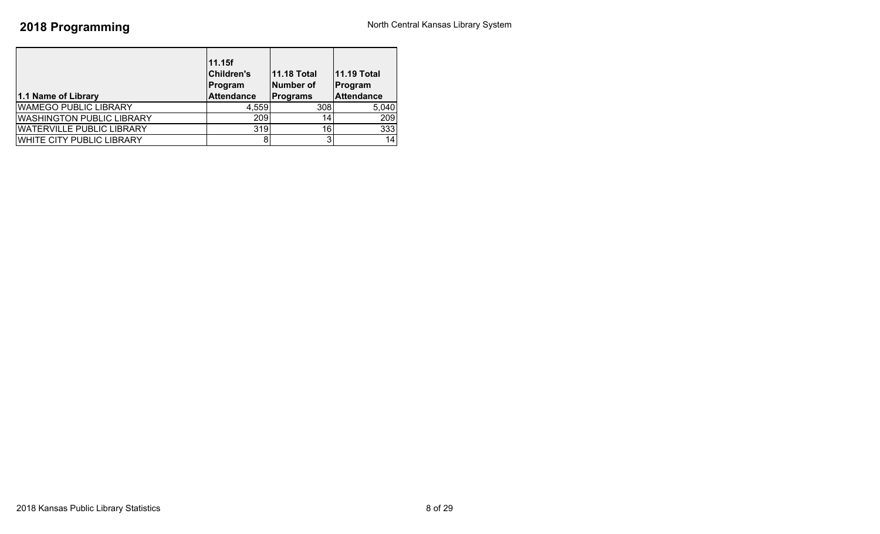# 2018 Programming

North Central Kansas Library System

| 1.1 Name of Library | 11.15f Children's Program Attendance | 11.18 Total Number of Programs | 11.19 Total Program Attendance |
|---|---|---|---|
| WAMEGO PUBLIC LIBRARY | 4,559 | 308 | 5,040 |
| WASHINGTON PUBLIC LIBRARY | 209 | 14 | 209 |
| WATERVILLE PUBLIC LIBRARY | 319 | 16 | 333 |
| WHITE CITY PUBLIC LIBRARY | 8 | 3 | 14 |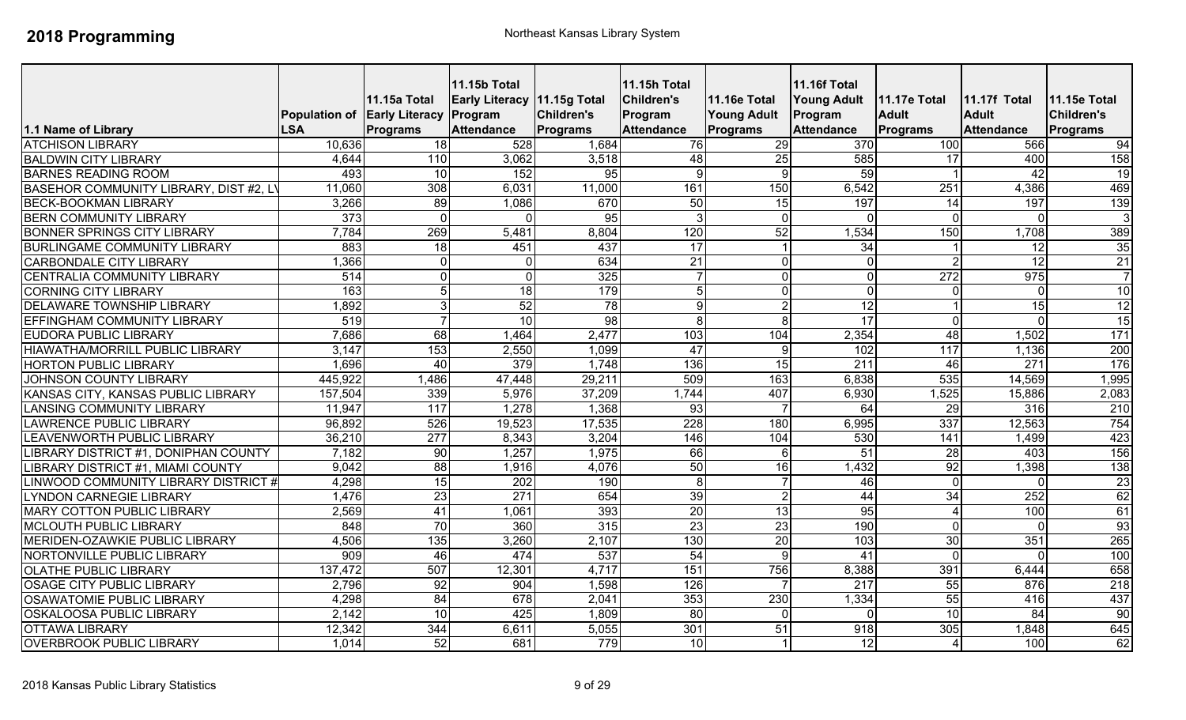# 2018 Programming

Northeast Kansas Library System

| 1.1 Name of Library | Population of LSA | 11.15a Total Early Literacy Programs | 11.15b Total Early Literacy Program Attendance | 11.15g Total Children's Programs | 11.15h Total Children's Program Attendance | 11.16e Total Young Adult Programs | 11.16f Total Young Adult Program Attendance | 11.17e Total Adult Programs | 11.17f Total Adult Attendance | 11.15e Total Children's Programs |
|---|---|---|---|---|---|---|---|---|---|---|
| ATCHISON LIBRARY | 10,636 | 18 | 528 | 1,684 | 76 | 29 | 370 | 100 | 566 | 94 |
| BALDWIN CITY LIBRARY | 4,644 | 110 | 3,062 | 3,518 | 48 | 25 | 585 | 17 | 400 | 158 |
| BARNES READING ROOM | 493 | 10 | 152 | 95 | 9 | 9 | 59 | 1 | 42 | 19 |
| BASEHOR COMMUNITY LIBRARY, DIST #2, LV | 11,060 | 308 | 6,031 | 11,000 | 161 | 150 | 6,542 | 251 | 4,386 | 469 |
| BECK-BOOKMAN LIBRARY | 3,266 | 89 | 1,086 | 670 | 50 | 15 | 197 | 14 | 197 | 139 |
| BERN COMMUNITY LIBRARY | 373 | 0 | 0 | 95 | 3 | 0 | 0 | 0 | 0 | 3 |
| BONNER SPRINGS CITY LIBRARY | 7,784 | 269 | 5,481 | 8,804 | 120 | 52 | 1,534 | 150 | 1,708 | 389 |
| BURLINGAME COMMUNITY LIBRARY | 883 | 18 | 451 | 437 | 17 | 1 | 34 | 1 | 12 | 35 |
| CARBONDALE CITY LIBRARY | 1,366 | 0 | 0 | 634 | 21 | 0 | 0 | 2 | 12 | 21 |
| CENTRALIA COMMUNITY LIBRARY | 514 | 0 | 0 | 325 | 7 | 0 | 0 | 272 | 975 | 7 |
| CORNING CITY LIBRARY | 163 | 5 | 18 | 179 | 5 | 0 | 0 | 0 | 0 | 10 |
| DELAWARE TOWNSHIP LIBRARY | 1,892 | 3 | 52 | 78 | 9 | 2 | 12 | 1 | 15 | 12 |
| EFFINGHAM COMMUNITY LIBRARY | 519 | 7 | 10 | 98 | 8 | 8 | 17 | 0 | 0 | 15 |
| EUDORA PUBLIC LIBRARY | 7,686 | 68 | 1,464 | 2,477 | 103 | 104 | 2,354 | 48 | 1,502 | 171 |
| HIAWATHA/MORRILL PUBLIC LIBRARY | 3,147 | 153 | 2,550 | 1,099 | 47 | 9 | 102 | 117 | 1,136 | 200 |
| HORTON PUBLIC LIBRARY | 1,696 | 40 | 379 | 1,748 | 136 | 15 | 211 | 46 | 271 | 176 |
| JOHNSON COUNTY LIBRARY | 445,922 | 1,486 | 47,448 | 29,211 | 509 | 163 | 6,838 | 535 | 14,569 | 1,995 |
| KANSAS CITY, KANSAS PUBLIC LIBRARY | 157,504 | 339 | 5,976 | 37,209 | 1,744 | 407 | 6,930 | 1,525 | 15,886 | 2,083 |
| LANSING COMMUNITY LIBRARY | 11,947 | 117 | 1,278 | 1,368 | 93 | 7 | 64 | 29 | 316 | 210 |
| LAWRENCE PUBLIC LIBRARY | 96,892 | 526 | 19,523 | 17,535 | 228 | 180 | 6,995 | 337 | 12,563 | 754 |
| LEAVENWORTH PUBLIC LIBRARY | 36,210 | 277 | 8,343 | 3,204 | 146 | 104 | 530 | 141 | 1,499 | 423 |
| LIBRARY DISTRICT #1, DONIPHAN COUNTY | 7,182 | 90 | 1,257 | 1,975 | 66 | 6 | 51 | 28 | 403 | 156 |
| LIBRARY DISTRICT #1, MIAMI COUNTY | 9,042 | 88 | 1,916 | 4,076 | 50 | 16 | 1,432 | 92 | 1,398 | 138 |
| LINWOOD COMMUNITY LIBRARY DISTRICT # | 4,298 | 15 | 202 | 190 | 8 | 7 | 46 | 0 | 0 | 23 |
| LYNDON CARNEGIE LIBRARY | 1,476 | 23 | 271 | 654 | 39 | 2 | 44 | 34 | 252 | 62 |
| MARY COTTON PUBLIC LIBRARY | 2,569 | 41 | 1,061 | 393 | 20 | 13 | 95 | 4 | 100 | 61 |
| MCLOUTH PUBLIC LIBRARY | 848 | 70 | 360 | 315 | 23 | 23 | 190 | 0 | 0 | 93 |
| MERIDEN-OZAWKIE PUBLIC LIBRARY | 4,506 | 135 | 3,260 | 2,107 | 130 | 20 | 103 | 30 | 351 | 265 |
| NORTONVILLE PUBLIC LIBRARY | 909 | 46 | 474 | 537 | 54 | 9 | 41 | 0 | 0 | 100 |
| OLATHE PUBLIC LIBRARY | 137,472 | 507 | 12,301 | 4,717 | 151 | 756 | 8,388 | 391 | 6,444 | 658 |
| OSAGE CITY PUBLIC LIBRARY | 2,796 | 92 | 904 | 1,598 | 126 | 7 | 217 | 55 | 876 | 218 |
| OSAWATOMIE PUBLIC LIBRARY | 4,298 | 84 | 678 | 2,041 | 353 | 230 | 1,334 | 55 | 416 | 437 |
| OSKALOOSA PUBLIC LIBRARY | 2,142 | 10 | 425 | 1,809 | 80 | 0 | 0 | 10 | 84 | 90 |
| OTTAWA LIBRARY | 12,342 | 344 | 6,611 | 5,055 | 301 | 51 | 918 | 305 | 1,848 | 645 |
| OVERBROOK PUBLIC LIBRARY | 1,014 | 52 | 681 | 779 | 10 | 1 | 12 | 4 | 100 | 62 |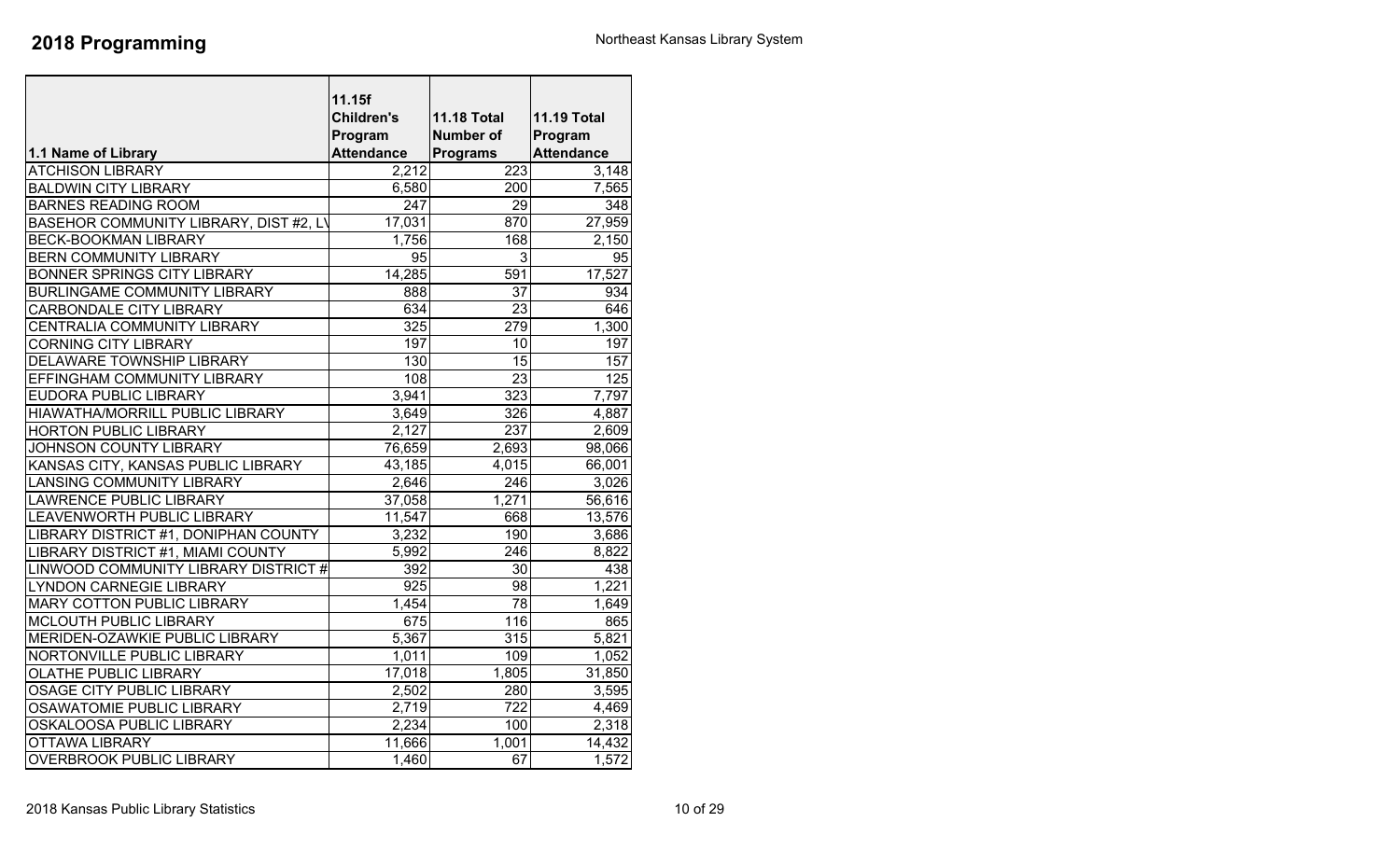# 2018 Programming

Northeast Kansas Library System

| 1.1 Name of Library | 11.15f Children's Program Attendance | 11.18 Total Number of Programs | 11.19 Total Program Attendance |
|---|---|---|---|
| ATCHISON LIBRARY | 2,212 | 223 | 3,148 |
| BALDWIN CITY LIBRARY | 6,580 | 200 | 7,565 |
| BARNES READING ROOM | 247 | 29 | 348 |
| BASEHOR COMMUNITY LIBRARY, DIST #2, L\ | 17,031 | 870 | 27,959 |
| BECK-BOOKMAN LIBRARY | 1,756 | 168 | 2,150 |
| BERN COMMUNITY LIBRARY | 95 | 3 | 95 |
| BONNER SPRINGS CITY LIBRARY | 14,285 | 591 | 17,527 |
| BURLINGAME COMMUNITY LIBRARY | 888 | 37 | 934 |
| CARBONDALE CITY LIBRARY | 634 | 23 | 646 |
| CENTRALIA COMMUNITY LIBRARY | 325 | 279 | 1,300 |
| CORNING CITY LIBRARY | 197 | 10 | 197 |
| DELAWARE TOWNSHIP LIBRARY | 130 | 15 | 157 |
| EFFINGHAM COMMUNITY LIBRARY | 108 | 23 | 125 |
| EUDORA PUBLIC LIBRARY | 3,941 | 323 | 7,797 |
| HIAWATHA/MORRILL PUBLIC LIBRARY | 3,649 | 326 | 4,887 |
| HORTON PUBLIC LIBRARY | 2,127 | 237 | 2,609 |
| JOHNSON COUNTY LIBRARY | 76,659 | 2,693 | 98,066 |
| KANSAS CITY, KANSAS PUBLIC LIBRARY | 43,185 | 4,015 | 66,001 |
| LANSING COMMUNITY LIBRARY | 2,646 | 246 | 3,026 |
| LAWRENCE PUBLIC LIBRARY | 37,058 | 1,271 | 56,616 |
| LEAVENWORTH PUBLIC LIBRARY | 11,547 | 668 | 13,576 |
| LIBRARY DISTRICT #1, DONIPHAN COUNTY | 3,232 | 190 | 3,686 |
| LIBRARY DISTRICT #1, MIAMI COUNTY | 5,992 | 246 | 8,822 |
| LINWOOD COMMUNITY LIBRARY DISTRICT # | 392 | 30 | 438 |
| LYNDON CARNEGIE LIBRARY | 925 | 98 | 1,221 |
| MARY COTTON PUBLIC LIBRARY | 1,454 | 78 | 1,649 |
| MCLOUTH PUBLIC LIBRARY | 675 | 116 | 865 |
| MERIDEN-OZAWKIE PUBLIC LIBRARY | 5,367 | 315 | 5,821 |
| NORTONVILLE PUBLIC LIBRARY | 1,011 | 109 | 1,052 |
| OLATHE PUBLIC LIBRARY | 17,018 | 1,805 | 31,850 |
| OSAGE CITY PUBLIC LIBRARY | 2,502 | 280 | 3,595 |
| OSAWATOMIE PUBLIC LIBRARY | 2,719 | 722 | 4,469 |
| OSKALOOSA PUBLIC LIBRARY | 2,234 | 100 | 2,318 |
| OTTAWA LIBRARY | 11,666 | 1,001 | 14,432 |
| OVERBROOK PUBLIC LIBRARY | 1,460 | 67 | 1,572 |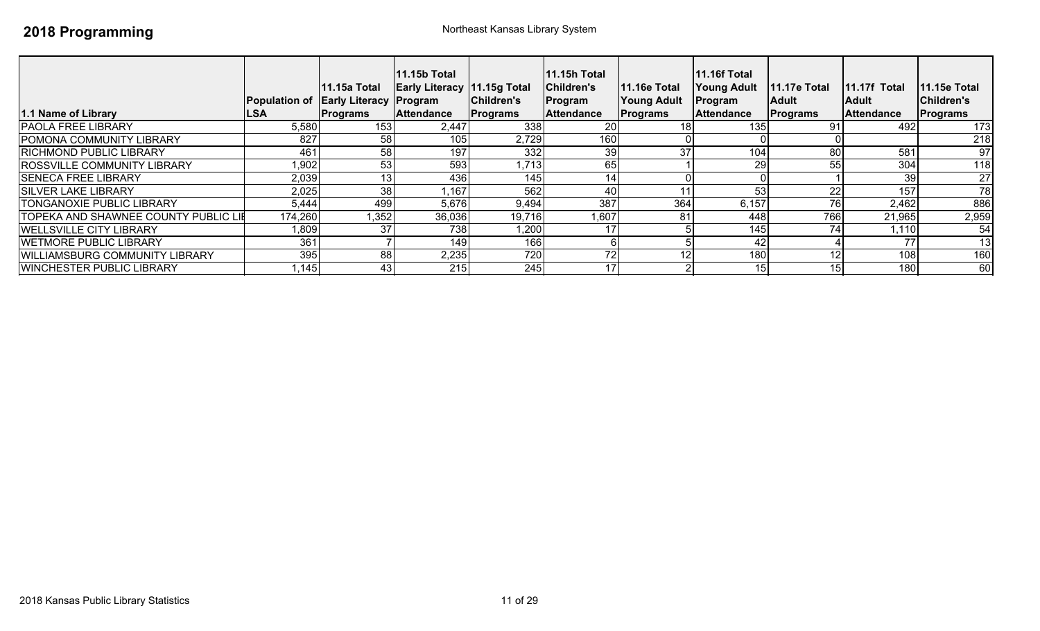# 2018 Programming

Northeast Kansas Library System

| 1.1 Name of Library | Population of LSA | 11.15a Total Early Literacy Programs | 11.15b Total Early Literacy Program Attendance | 11.15g Total Children's Programs | 11.15h Total Children's Program Attendance | 11.16e Total Young Adult Programs | 11.16f Total Young Adult Program Attendance | 11.17e Total Adult Programs | 11.17f Total Adult Attendance | 11.15e Total Children's Programs |
|---|---|---|---|---|---|---|---|---|---|---|
| PAOLA FREE LIBRARY | 5,580 | 153 | 2,447 | 338 | 20 | 18 | 135 | 91 | 492 | 173 |
| POMONA COMMUNITY LIBRARY | 827 | 58 | 105 | 2,729 | 160 | 0 | 0 | 0 | | 218 |
| RICHMOND PUBLIC LIBRARY | 461 | 58 | 197 | 332 | 39 | 37 | 104 | 80 | 581 | 97 |
| ROSSVILLE COMMUNITY LIBRARY | 1,902 | 53 | 593 | 1,713 | 65 | 1 | 29 | 55 | 304 | 118 |
| SENECA FREE LIBRARY | 2,039 | 13 | 436 | 145 | 14 | 0 | 0 | 1 | 39 | 27 |
| SILVER LAKE LIBRARY | 2,025 | 38 | 1,167 | 562 | 40 | 11 | 53 | 22 | 157 | 78 |
| TONGANOXIE PUBLIC LIBRARY | 5,444 | 499 | 5,676 | 9,494 | 387 | 364 | 6,157 | 76 | 2,462 | 886 |
| TOPEKA AND SHAWNEE COUNTY PUBLIC LIB | 174,260 | 1,352 | 36,036 | 19,716 | 1,607 | 81 | 448 | 766 | 21,965 | 2,959 |
| WELLSVILLE CITY LIBRARY | 1,809 | 37 | 738 | 1,200 | 17 | 5 | 145 | 74 | 1,110 | 54 |
| WETMORE PUBLIC LIBRARY | 361 | 7 | 149 | 166 | 6 | 5 | 42 | 4 | 77 | 13 |
| WILLIAMSBURG COMMUNITY LIBRARY | 395 | 88 | 2,235 | 720 | 72 | 12 | 180 | 12 | 108 | 160 |
| WINCHESTER PUBLIC LIBRARY | 1,145 | 43 | 215 | 245 | 17 | 2 | 15 | 15 | 180 | 60 |

2018 Kansas Public Library Statistics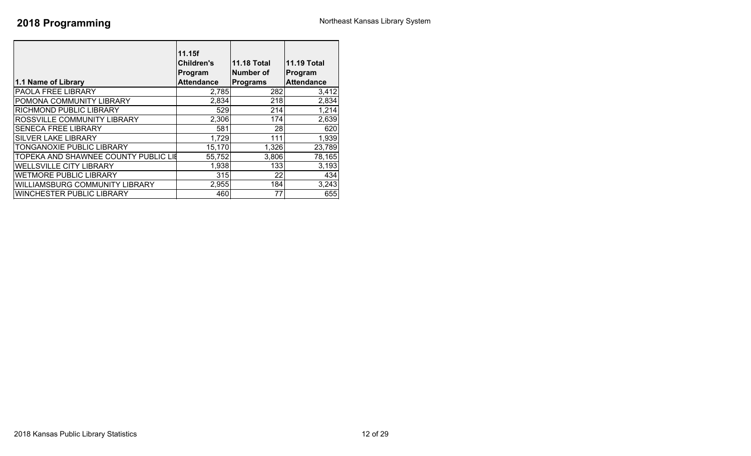# 2018 Programming

Northeast Kansas Library System

| 1.1 Name of Library | 11.15f Children's Program Attendance | 11.18 Total Number of Programs | 11.19 Total Program Attendance |
|---|---|---|---|
| PAOLA FREE LIBRARY | 2,785 | 282 | 3,412 |
| POMONA COMMUNITY LIBRARY | 2,834 | 218 | 2,834 |
| RICHMOND PUBLIC LIBRARY | 529 | 214 | 1,214 |
| ROSSVILLE COMMUNITY LIBRARY | 2,306 | 174 | 2,639 |
| SENECA FREE LIBRARY | 581 | 28 | 620 |
| SILVER LAKE LIBRARY | 1,729 | 111 | 1,939 |
| TONGANOXIE PUBLIC LIBRARY | 15,170 | 1,326 | 23,789 |
| TOPEKA AND SHAWNEE COUNTY PUBLIC LIB | 55,752 | 3,806 | 78,165 |
| WELLSVILLE CITY LIBRARY | 1,938 | 133 | 3,193 |
| WETMORE PUBLIC LIBRARY | 315 | 22 | 434 |
| WILLIAMSBURG COMMUNITY LIBRARY | 2,955 | 184 | 3,243 |
| WINCHESTER PUBLIC LIBRARY | 460 | 77 | 655 |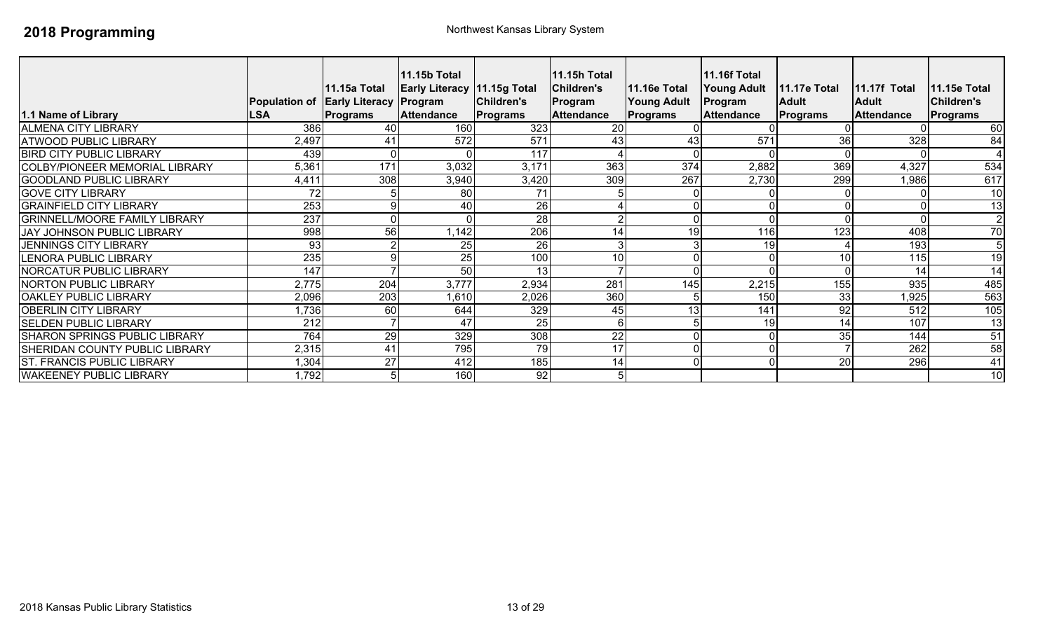# 2018 Programming

Northwest Kansas Library System

| 1.1 Name of Library | Population of LSA | 11.15a Total Early Literacy Programs | 11.15b Total Early Literacy Program Attendance | 11.15g Total Children's Programs | 11.15h Total Children's Program Attendance | 11.16e Total Young Adult Programs | 11.16f Total Young Adult Program Attendance | 11.17e Total Adult Programs | 11.17f Total Adult Attendance | 11.15e Total Children's Programs |
|---|---|---|---|---|---|---|---|---|---|---|
| ALMENA CITY LIBRARY | 386 | 40 | 160 | 323 | 20 | 0 | 0 | 0 | 0 | 60 |
| ATWOOD PUBLIC LIBRARY | 2,497 | 41 | 572 | 571 | 43 | 43 | 571 | 36 | 328 | 84 |
| BIRD CITY PUBLIC LIBRARY | 439 | 0 | 0 | 117 | 4 | 0 | 0 | 0 | 0 | 4 |
| COLBY/PIONEER MEMORIAL LIBRARY | 5,361 | 171 | 3,032 | 3,171 | 363 | 374 | 2,882 | 369 | 4,327 | 534 |
| GOODLAND PUBLIC LIBRARY | 4,411 | 308 | 3,940 | 3,420 | 309 | 267 | 2,730 | 299 | 1,986 | 617 |
| GOVE CITY LIBRARY | 72 | 5 | 80 | 71 | 5 | 0 | 0 | 0 | 0 | 10 |
| GRAINFIELD CITY LIBRARY | 253 | 9 | 40 | 26 | 4 | 0 | 0 | 0 | 0 | 13 |
| GRINNELL/MOORE FAMILY LIBRARY | 237 | 0 | 0 | 28 | 2 | 0 | 0 | 0 | 0 | 2 |
| JAY JOHNSON PUBLIC LIBRARY | 998 | 56 | 1,142 | 206 | 14 | 19 | 116 | 123 | 408 | 70 |
| JENNINGS CITY LIBRARY | 93 | 2 | 25 | 26 | 3 | 3 | 19 | 4 | 193 | 5 |
| LENORA PUBLIC LIBRARY | 235 | 9 | 25 | 100 | 10 | 0 | 0 | 10 | 115 | 19 |
| NORCATUR PUBLIC LIBRARY | 147 | 7 | 50 | 13 | 7 | 0 | 0 | 0 | 14 | 14 |
| NORTON PUBLIC LIBRARY | 2,775 | 204 | 3,777 | 2,934 | 281 | 145 | 2,215 | 155 | 935 | 485 |
| OAKLEY PUBLIC LIBRARY | 2,096 | 203 | 1,610 | 2,026 | 360 | 5 | 150 | 33 | 1,925 | 563 |
| OBERLIN CITY LIBRARY | 1,736 | 60 | 644 | 329 | 45 | 13 | 141 | 92 | 512 | 105 |
| SELDEN PUBLIC LIBRARY | 212 | 7 | 47 | 25 | 6 | 5 | 19 | 14 | 107 | 13 |
| SHARON SPRINGS PUBLIC LIBRARY | 764 | 29 | 329 | 308 | 22 | 0 | 0 | 35 | 144 | 51 |
| SHERIDAN COUNTY PUBLIC LIBRARY | 2,315 | 41 | 795 | 79 | 17 | 0 | 0 | 7 | 262 | 58 |
| ST. FRANCIS PUBLIC LIBRARY | 1,304 | 27 | 412 | 185 | 14 | 0 | 0 | 20 | 296 | 41 |
| WAKEENEY PUBLIC LIBRARY | 1,792 | 5 | 160 | 92 | 5 | | | | | 10 |

2018 Kansas Public Library Statistics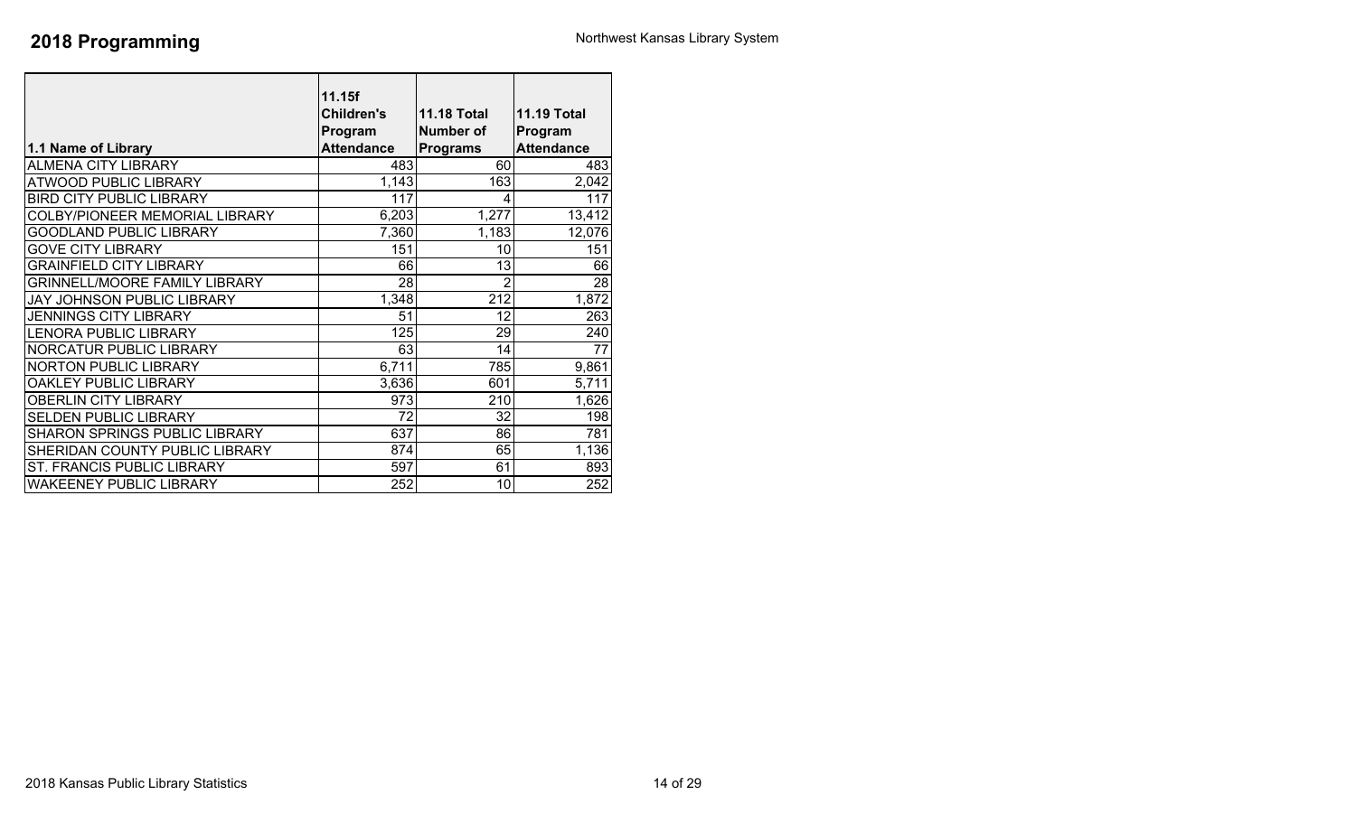# 2018 Programming

Northwest Kansas Library System

| 1.1 Name of Library | 11.15f Children's Program Attendance | 11.18 Total Number of Programs | 11.19 Total Program Attendance |
|---|---|---|---|
| ALMENA CITY LIBRARY | 483 | 60 | 483 |
| ATWOOD PUBLIC LIBRARY | 1,143 | 163 | 2,042 |
| BIRD CITY PUBLIC LIBRARY | 117 | 4 | 117 |
| COLBY/PIONEER MEMORIAL LIBRARY | 6,203 | 1,277 | 13,412 |
| GOODLAND PUBLIC LIBRARY | 7,360 | 1,183 | 12,076 |
| GOVE CITY LIBRARY | 151 | 10 | 151 |
| GRAINFIELD CITY LIBRARY | 66 | 13 | 66 |
| GRINNELL/MOORE FAMILY LIBRARY | 28 | 2 | 28 |
| JAY JOHNSON PUBLIC LIBRARY | 1,348 | 212 | 1,872 |
| JENNINGS CITY LIBRARY | 51 | 12 | 263 |
| LENORA PUBLIC LIBRARY | 125 | 29 | 240 |
| NORCATUR PUBLIC LIBRARY | 63 | 14 | 77 |
| NORTON PUBLIC LIBRARY | 6,711 | 785 | 9,861 |
| OAKLEY PUBLIC LIBRARY | 3,636 | 601 | 5,711 |
| OBERLIN CITY LIBRARY | 973 | 210 | 1,626 |
| SELDEN PUBLIC LIBRARY | 72 | 32 | 198 |
| SHARON SPRINGS PUBLIC LIBRARY | 637 | 86 | 781 |
| SHERIDAN COUNTY PUBLIC LIBRARY | 874 | 65 | 1,136 |
| ST. FRANCIS PUBLIC LIBRARY | 597 | 61 | 893 |
| WAKEENEY PUBLIC LIBRARY | 252 | 10 | 252 |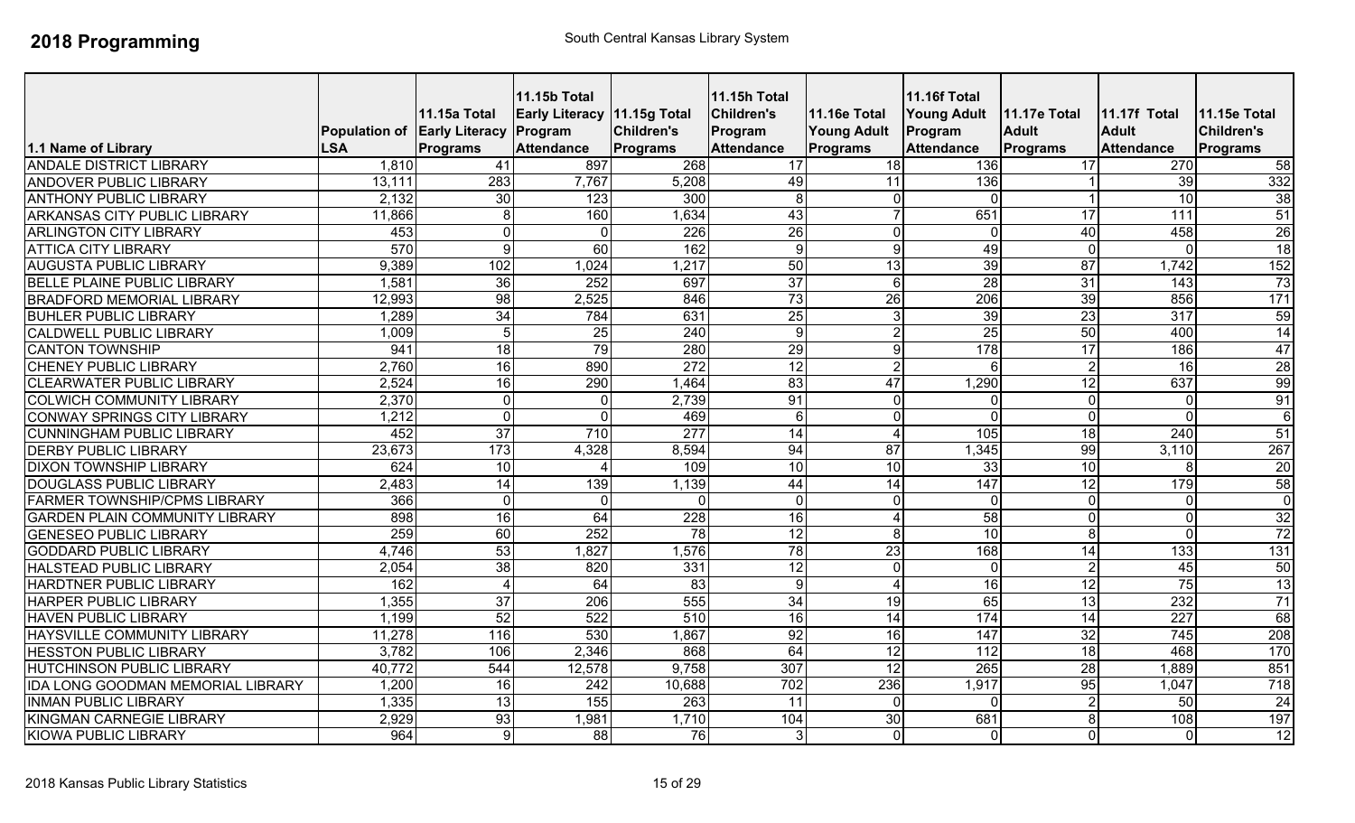# 2018 Programming

South Central Kansas Library System

| 1.1 Name of Library | Population of LSA | 11.15a Total Early Literacy Programs | 11.15b Total Early Literacy Program Attendance | 11.15g Total Children's Programs | 11.15h Total Children's Program Attendance | 11.16e Total Young Adult Programs | 11.16f Total Young Adult Program Attendance | 11.17e Total Adult Programs | 11.17f Total Adult Attendance | 11.15e Total Children's Programs |
|---|---|---|---|---|---|---|---|---|---|---|
| ANDALE DISTRICT LIBRARY | 1,810 | 41 | 897 | 268 | 17 | 18 | 136 | 17 | 270 | 58 |
| ANDOVER PUBLIC LIBRARY | 13,111 | 283 | 7,767 | 5,208 | 49 | 11 | 136 | 1 | 39 | 332 |
| ANTHONY PUBLIC LIBRARY | 2,132 | 30 | 123 | 300 | 8 | 0 | 0 | 1 | 10 | 38 |
| ARKANSAS CITY PUBLIC LIBRARY | 11,866 | 8 | 160 | 1,634 | 43 | 7 | 651 | 17 | 111 | 51 |
| ARLINGTON CITY LIBRARY | 453 | 0 | 0 | 226 | 26 | 0 | 0 | 40 | 458 | 26 |
| ATTICA CITY LIBRARY | 570 | 9 | 60 | 162 | 9 | 9 | 49 | 0 | 0 | 18 |
| AUGUSTA PUBLIC LIBRARY | 9,389 | 102 | 1,024 | 1,217 | 50 | 13 | 39 | 87 | 1,742 | 152 |
| BELLE PLAINE PUBLIC LIBRARY | 1,581 | 36 | 252 | 697 | 37 | 6 | 28 | 31 | 143 | 73 |
| BRADFORD MEMORIAL LIBRARY | 12,993 | 98 | 2,525 | 846 | 73 | 26 | 206 | 39 | 856 | 171 |
| BUHLER PUBLIC LIBRARY | 1,289 | 34 | 784 | 631 | 25 | 3 | 39 | 23 | 317 | 59 |
| CALDWELL PUBLIC LIBRARY | 1,009 | 5 | 25 | 240 | 9 | 2 | 25 | 50 | 400 | 14 |
| CANTON TOWNSHIP | 941 | 18 | 79 | 280 | 29 | 9 | 178 | 17 | 186 | 47 |
| CHENEY PUBLIC LIBRARY | 2,760 | 16 | 890 | 272 | 12 | 2 | 6 | 2 | 16 | 28 |
| CLEARWATER PUBLIC LIBRARY | 2,524 | 16 | 290 | 1,464 | 83 | 47 | 1,290 | 12 | 637 | 99 |
| COLWICH COMMUNITY LIBRARY | 2,370 | 0 | 0 | 2,739 | 91 | 0 | 0 | 0 | 0 | 91 |
| CONWAY SPRINGS CITY LIBRARY | 1,212 | 0 | 0 | 469 | 6 | 0 | 0 | 0 | 0 | 6 |
| CUNNINGHAM PUBLIC LIBRARY | 452 | 37 | 710 | 277 | 14 | 4 | 105 | 18 | 240 | 51 |
| DERBY PUBLIC LIBRARY | 23,673 | 173 | 4,328 | 8,594 | 94 | 87 | 1,345 | 99 | 3,110 | 267 |
| DIXON TOWNSHIP LIBRARY | 624 | 10 | 4 | 109 | 10 | 10 | 33 | 10 | 8 | 20 |
| DOUGLASS PUBLIC LIBRARY | 2,483 | 14 | 139 | 1,139 | 44 | 14 | 147 | 12 | 179 | 58 |
| FARMER TOWNSHIP/CPMS LIBRARY | 366 | 0 | 0 | 0 | 0 | 0 | 0 | 0 | 0 | 0 |
| GARDEN PLAIN COMMUNITY LIBRARY | 898 | 16 | 64 | 228 | 16 | 4 | 58 | 0 | 0 | 32 |
| GENESEO PUBLIC LIBRARY | 259 | 60 | 252 | 78 | 12 | 8 | 10 | 8 | 0 | 72 |
| GODDARD PUBLIC LIBRARY | 4,746 | 53 | 1,827 | 1,576 | 78 | 23 | 168 | 14 | 133 | 131 |
| HALSTEAD PUBLIC LIBRARY | 2,054 | 38 | 820 | 331 | 12 | 0 | 0 | 2 | 45 | 50 |
| HARDTNER PUBLIC LIBRARY | 162 | 4 | 64 | 83 | 9 | 4 | 16 | 12 | 75 | 13 |
| HARPER PUBLIC LIBRARY | 1,355 | 37 | 206 | 555 | 34 | 19 | 65 | 13 | 232 | 71 |
| HAVEN PUBLIC LIBRARY | 1,199 | 52 | 522 | 510 | 16 | 14 | 174 | 14 | 227 | 68 |
| HAYSVILLE COMMUNITY LIBRARY | 11,278 | 116 | 530 | 1,867 | 92 | 16 | 147 | 32 | 745 | 208 |
| HESSTON PUBLIC LIBRARY | 3,782 | 106 | 2,346 | 868 | 64 | 12 | 112 | 18 | 468 | 170 |
| HUTCHINSON PUBLIC LIBRARY | 40,772 | 544 | 12,578 | 9,758 | 307 | 12 | 265 | 28 | 1,889 | 851 |
| IDA LONG GOODMAN MEMORIAL LIBRARY | 1,200 | 16 | 242 | 10,688 | 702 | 236 | 1,917 | 95 | 1,047 | 718 |
| INMAN PUBLIC LIBRARY | 1,335 | 13 | 155 | 263 | 11 | 0 | 0 | 2 | 50 | 24 |
| KINGMAN CARNEGIE LIBRARY | 2,929 | 93 | 1,981 | 1,710 | 104 | 30 | 681 | 8 | 108 | 197 |
| KIOWA PUBLIC LIBRARY | 964 | 9 | 88 | 76 | 3 | 0 | 0 | 0 | 0 | 12 |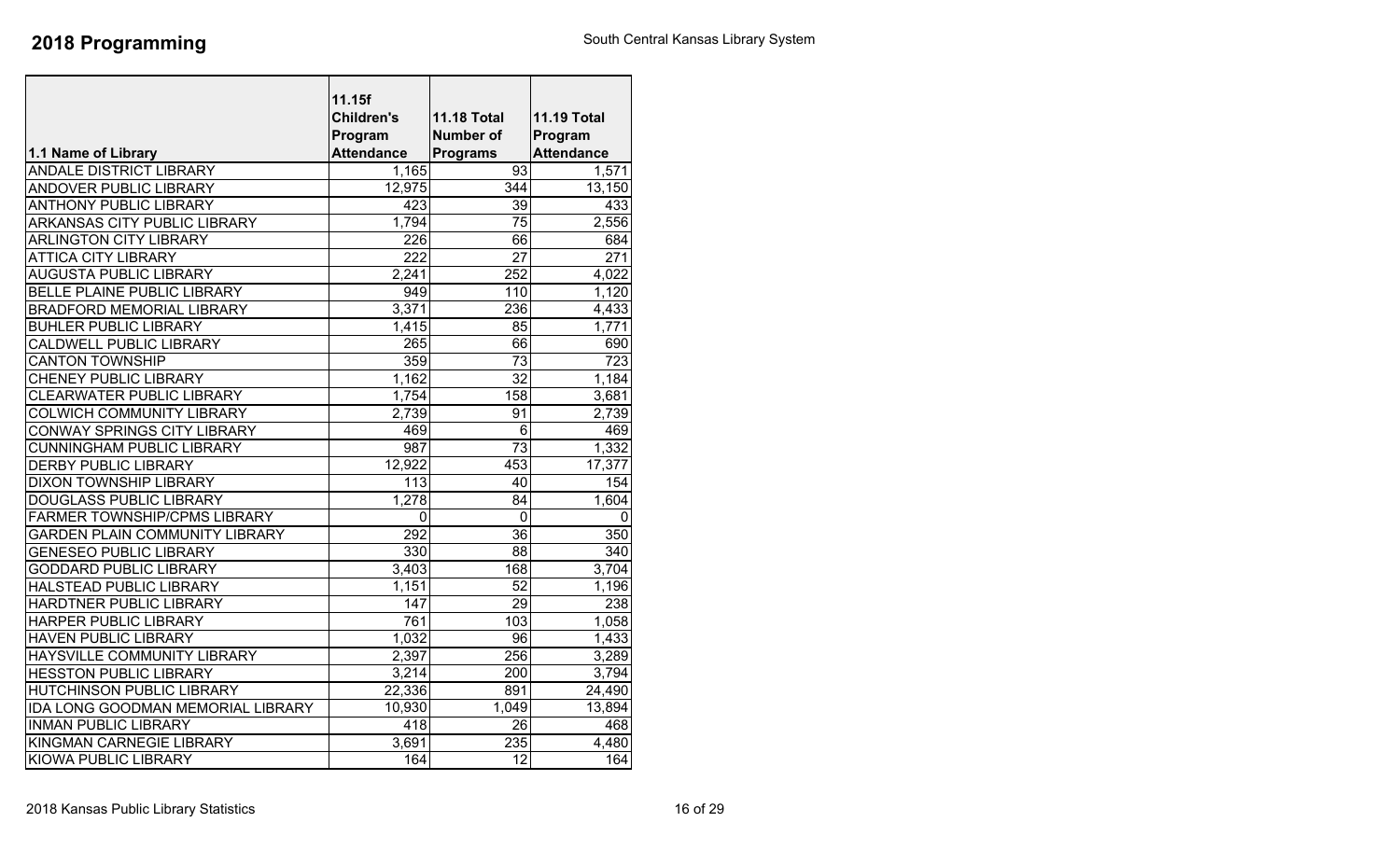# 2018 Programming

South Central Kansas Library System

| 1.1 Name of Library | 11.15f Children's Program Attendance | 11.18 Total Number of Programs | 11.19 Total Program Attendance |
|---|---|---|---|
| ANDALE DISTRICT LIBRARY | 1,165 | 93 | 1,571 |
| ANDOVER PUBLIC LIBRARY | 12,975 | 344 | 13,150 |
| ANTHONY PUBLIC LIBRARY | 423 | 39 | 433 |
| ARKANSAS CITY PUBLIC LIBRARY | 1,794 | 75 | 2,556 |
| ARLINGTON CITY LIBRARY | 226 | 66 | 684 |
| ATTICA CITY LIBRARY | 222 | 27 | 271 |
| AUGUSTA PUBLIC LIBRARY | 2,241 | 252 | 4,022 |
| BELLE PLAINE PUBLIC LIBRARY | 949 | 110 | 1,120 |
| BRADFORD MEMORIAL LIBRARY | 3,371 | 236 | 4,433 |
| BUHLER PUBLIC LIBRARY | 1,415 | 85 | 1,771 |
| CALDWELL PUBLIC LIBRARY | 265 | 66 | 690 |
| CANTON TOWNSHIP | 359 | 73 | 723 |
| CHENEY PUBLIC LIBRARY | 1,162 | 32 | 1,184 |
| CLEARWATER PUBLIC LIBRARY | 1,754 | 158 | 3,681 |
| COLWICH COMMUNITY LIBRARY | 2,739 | 91 | 2,739 |
| CONWAY SPRINGS CITY LIBRARY | 469 | 6 | 469 |
| CUNNINGHAM PUBLIC LIBRARY | 987 | 73 | 1,332 |
| DERBY PUBLIC LIBRARY | 12,922 | 453 | 17,377 |
| DIXON TOWNSHIP LIBRARY | 113 | 40 | 154 |
| DOUGLASS PUBLIC LIBRARY | 1,278 | 84 | 1,604 |
| FARMER TOWNSHIP/CPMS LIBRARY | 0 | 0 | 0 |
| GARDEN PLAIN COMMUNITY LIBRARY | 292 | 36 | 350 |
| GENESEO PUBLIC LIBRARY | 330 | 88 | 340 |
| GODDARD PUBLIC LIBRARY | 3,403 | 168 | 3,704 |
| HALSTEAD PUBLIC LIBRARY | 1,151 | 52 | 1,196 |
| HARDTNER PUBLIC LIBRARY | 147 | 29 | 238 |
| HARPER PUBLIC LIBRARY | 761 | 103 | 1,058 |
| HAVEN PUBLIC LIBRARY | 1,032 | 96 | 1,433 |
| HAYSVILLE COMMUNITY LIBRARY | 2,397 | 256 | 3,289 |
| HESSTON PUBLIC LIBRARY | 3,214 | 200 | 3,794 |
| HUTCHINSON PUBLIC LIBRARY | 22,336 | 891 | 24,490 |
| IDA LONG GOODMAN MEMORIAL LIBRARY | 10,930 | 1,049 | 13,894 |
| INMAN PUBLIC LIBRARY | 418 | 26 | 468 |
| KINGMAN CARNEGIE LIBRARY | 3,691 | 235 | 4,480 |
| KIOWA PUBLIC LIBRARY | 164 | 12 | 164 |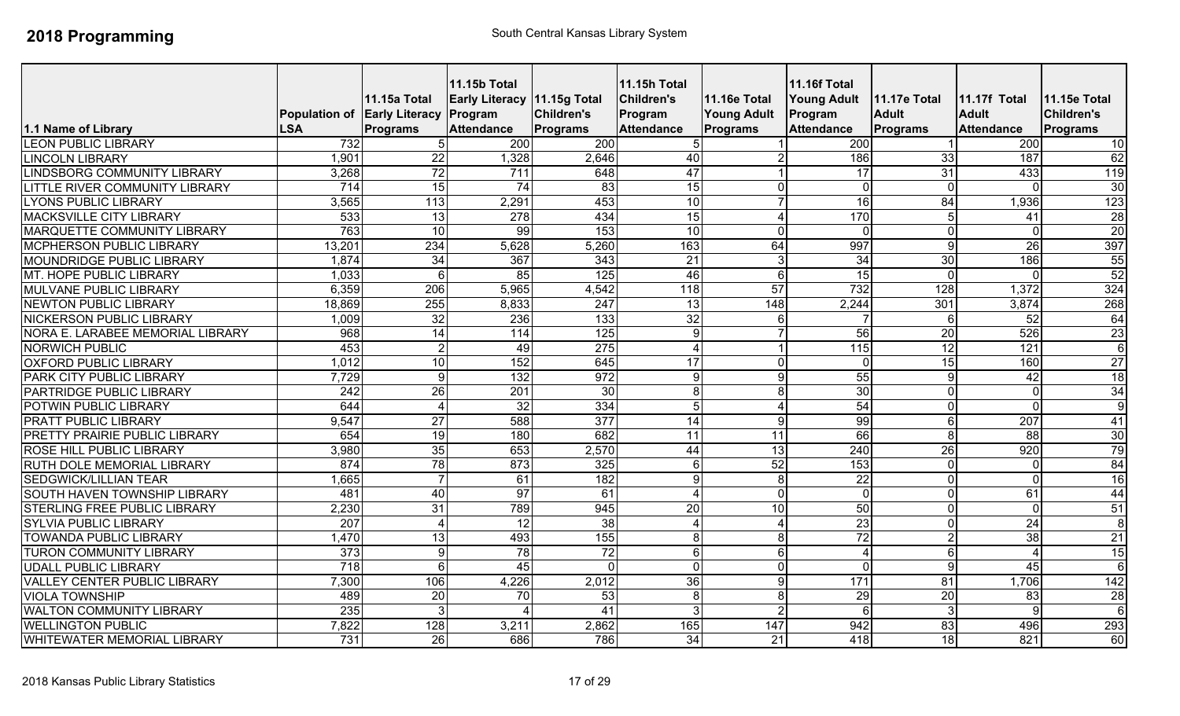# 2018 Programming

South Central Kansas Library System

| 1.1 Name of Library | Population of LSA | 11.15a Total Early Literacy Programs | 11.15b Total Early Literacy Program Attendance | 11.15g Total Children's Programs | 11.15h Total Children's Program Attendance | 11.16e Total Young Adult Programs | 11.16f Total Young Adult Program Attendance | 11.17e Total Adult Programs | 11.17f Total Adult Attendance | 11.15e Total Children's Programs |
|---|---|---|---|---|---|---|---|---|---|---|
| LEON PUBLIC LIBRARY | 732 | 5 | 200 | 200 | 5 | 1 | 200 | 1 | 200 | 10 |
| LINCOLN LIBRARY | 1,901 | 22 | 1,328 | 2,646 | 40 | 2 | 186 | 33 | 187 | 62 |
| LINDSBORG COMMUNITY LIBRARY | 3,268 | 72 | 711 | 648 | 47 | 1 | 17 | 31 | 433 | 119 |
| LITTLE RIVER COMMUNITY LIBRARY | 714 | 15 | 74 | 83 | 15 | 0 | 0 | 0 | 0 | 30 |
| LYONS PUBLIC LIBRARY | 3,565 | 113 | 2,291 | 453 | 10 | 7 | 16 | 84 | 1,936 | 123 |
| MACKSVILLE CITY LIBRARY | 533 | 13 | 278 | 434 | 15 | 4 | 170 | 5 | 41 | 28 |
| MARQUETTE COMMUNITY LIBRARY | 763 | 10 | 99 | 153 | 10 | 0 | 0 | 0 | 0 | 20 |
| MCPHERSON PUBLIC LIBRARY | 13,201 | 234 | 5,628 | 5,260 | 163 | 64 | 997 | 9 | 26 | 397 |
| MOUNDRIDGE PUBLIC LIBRARY | 1,874 | 34 | 367 | 343 | 21 | 3 | 34 | 30 | 186 | 55 |
| MT. HOPE PUBLIC LIBRARY | 1,033 | 6 | 85 | 125 | 46 | 6 | 15 | 0 | 0 | 52 |
| MULVANE PUBLIC LIBRARY | 6,359 | 206 | 5,965 | 4,542 | 118 | 57 | 732 | 128 | 1,372 | 324 |
| NEWTON PUBLIC LIBRARY | 18,869 | 255 | 8,833 | 247 | 13 | 148 | 2,244 | 301 | 3,874 | 268 |
| NICKERSON PUBLIC LIBRARY | 1,009 | 32 | 236 | 133 | 32 | 6 | 7 | 6 | 52 | 64 |
| NORA E. LARABEE MEMORIAL LIBRARY | 968 | 14 | 114 | 125 | 9 | 7 | 56 | 20 | 526 | 23 |
| NORWICH PUBLIC | 453 | 2 | 49 | 275 | 4 | 1 | 115 | 12 | 121 | 6 |
| OXFORD PUBLIC LIBRARY | 1,012 | 10 | 152 | 645 | 17 | 0 | 0 | 15 | 160 | 27 |
| PARK CITY PUBLIC LIBRARY | 7,729 | 9 | 132 | 972 | 9 | 9 | 55 | 9 | 42 | 18 |
| PARTRIDGE PUBLIC LIBRARY | 242 | 26 | 201 | 30 | 8 | 8 | 30 | 0 | 0 | 34 |
| POTWIN PUBLIC LIBRARY | 644 | 4 | 32 | 334 | 5 | 4 | 54 | 0 | 0 | 9 |
| PRATT PUBLIC LIBRARY | 9,547 | 27 | 588 | 377 | 14 | 9 | 99 | 6 | 207 | 41 |
| PRETTY PRAIRIE PUBLIC LIBRARY | 654 | 19 | 180 | 682 | 11 | 11 | 66 | 8 | 88 | 30 |
| ROSE HILL PUBLIC LIBRARY | 3,980 | 35 | 653 | 2,570 | 44 | 13 | 240 | 26 | 920 | 79 |
| RUTH DOLE MEMORIAL LIBRARY | 874 | 78 | 873 | 325 | 6 | 52 | 153 | 0 | 0 | 84 |
| SEDGWICK/LILLIAN TEAR | 1,665 | 7 | 61 | 182 | 9 | 8 | 22 | 0 | 0 | 16 |
| SOUTH HAVEN TOWNSHIP LIBRARY | 481 | 40 | 97 | 61 | 4 | 0 | 0 | 0 | 61 | 44 |
| STERLING FREE PUBLIC LIBRARY | 2,230 | 31 | 789 | 945 | 20 | 10 | 50 | 0 | 0 | 51 |
| SYLVIA PUBLIC LIBRARY | 207 | 4 | 12 | 38 | 4 | 4 | 23 | 0 | 24 | 8 |
| TOWANDA PUBLIC LIBRARY | 1,470 | 13 | 493 | 155 | 8 | 8 | 72 | 2 | 38 | 21 |
| TURON COMMUNITY LIBRARY | 373 | 9 | 78 | 72 | 6 | 6 | 4 | 6 | 4 | 15 |
| UDALL PUBLIC LIBRARY | 718 | 6 | 45 | 0 | 0 | 0 | 0 | 9 | 45 | 6 |
| VALLEY CENTER PUBLIC LIBRARY | 7,300 | 106 | 4,226 | 2,012 | 36 | 9 | 171 | 81 | 1,706 | 142 |
| VIOLA TOWNSHIP | 489 | 20 | 70 | 53 | 8 | 8 | 29 | 20 | 83 | 28 |
| WALTON COMMUNITY LIBRARY | 235 | 3 | 4 | 41 | 3 | 2 | 6 | 3 | 9 | 6 |
| WELLINGTON PUBLIC | 7,822 | 128 | 3,211 | 2,862 | 165 | 147 | 942 | 83 | 496 | 293 |
| WHITEWATER MEMORIAL LIBRARY | 731 | 26 | 686 | 786 | 34 | 21 | 418 | 18 | 821 | 60 |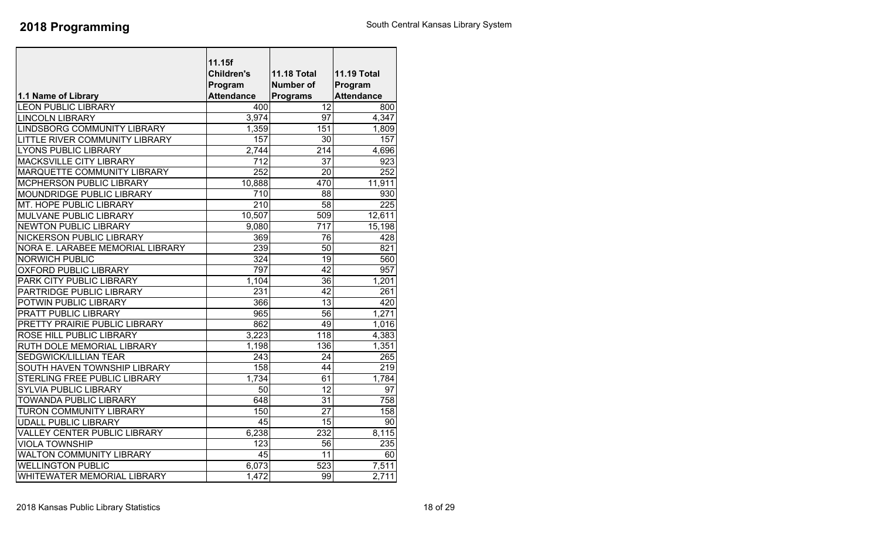# 2018 Programming

South Central Kansas Library System

| 1.1 Name of Library | 11.15f Children's Program Attendance | 11.18 Total Number of Programs | 11.19 Total Program Attendance |
|---|---|---|---|
| LEON PUBLIC LIBRARY | 400 | 12 | 800 |
| LINCOLN LIBRARY | 3,974 | 97 | 4,347 |
| LINDSBORG COMMUNITY LIBRARY | 1,359 | 151 | 1,809 |
| LITTLE RIVER COMMUNITY LIBRARY | 157 | 30 | 157 |
| LYONS PUBLIC LIBRARY | 2,744 | 214 | 4,696 |
| MACKSVILLE CITY LIBRARY | 712 | 37 | 923 |
| MARQUETTE COMMUNITY LIBRARY | 252 | 20 | 252 |
| MCPHERSON PUBLIC LIBRARY | 10,888 | 470 | 11,911 |
| MOUNDRIDGE PUBLIC LIBRARY | 710 | 88 | 930 |
| MT. HOPE PUBLIC LIBRARY | 210 | 58 | 225 |
| MULVANE PUBLIC LIBRARY | 10,507 | 509 | 12,611 |
| NEWTON PUBLIC LIBRARY | 9,080 | 717 | 15,198 |
| NICKERSON PUBLIC LIBRARY | 369 | 76 | 428 |
| NORA E. LARABEE MEMORIAL LIBRARY | 239 | 50 | 821 |
| NORWICH PUBLIC | 324 | 19 | 560 |
| OXFORD PUBLIC LIBRARY | 797 | 42 | 957 |
| PARK CITY PUBLIC LIBRARY | 1,104 | 36 | 1,201 |
| PARTRIDGE PUBLIC LIBRARY | 231 | 42 | 261 |
| POTWIN PUBLIC LIBRARY | 366 | 13 | 420 |
| PRATT PUBLIC LIBRARY | 965 | 56 | 1,271 |
| PRETTY PRAIRIE PUBLIC LIBRARY | 862 | 49 | 1,016 |
| ROSE HILL PUBLIC LIBRARY | 3,223 | 118 | 4,383 |
| RUTH DOLE MEMORIAL LIBRARY | 1,198 | 136 | 1,351 |
| SEDGWICK/LILLIAN TEAR | 243 | 24 | 265 |
| SOUTH HAVEN TOWNSHIP LIBRARY | 158 | 44 | 219 |
| STERLING FREE PUBLIC LIBRARY | 1,734 | 61 | 1,784 |
| SYLVIA PUBLIC LIBRARY | 50 | 12 | 97 |
| TOWANDA PUBLIC LIBRARY | 648 | 31 | 758 |
| TURON COMMUNITY LIBRARY | 150 | 27 | 158 |
| UDALL PUBLIC LIBRARY | 45 | 15 | 90 |
| VALLEY CENTER PUBLIC LIBRARY | 6,238 | 232 | 8,115 |
| VIOLA TOWNSHIP | 123 | 56 | 235 |
| WALTON COMMUNITY LIBRARY | 45 | 11 | 60 |
| WELLINGTON PUBLIC | 6,073 | 523 | 7,511 |
| WHITEWATER MEMORIAL LIBRARY | 1,472 | 99 | 2,711 |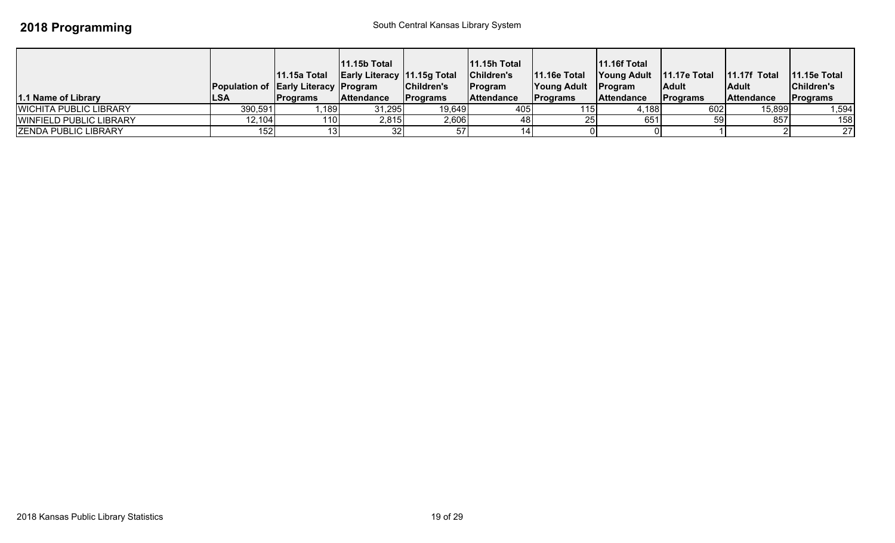# 2018 Programming

South Central Kansas Library System

| 1.1 Name of Library | Population of LSA | 11.15a Total Early Literacy Programs | 11.15b Total Early Literacy Program Attendance | 11.15g Total Children's Programs | 11.15h Total Children's Program Attendance | 11.16e Total Young Adult Programs | 11.16f Total Young Adult Program Attendance | 11.17e Total Adult Programs | 11.17f Total Adult Attendance | 11.15e Total Children's Programs |
|---|---|---|---|---|---|---|---|---|---|---|
| WICHITA PUBLIC LIBRARY | 390,591 | 1,189 | 31,295 | 19,649 | 405 | 115 | 4,188 | 602 | 15,899 | 1,594 |
| WINFIELD PUBLIC LIBRARY | 12,104 | 110 | 2,815 | 2,606 | 48 | 25 | 651 | 59 | 857 | 158 |
| ZENDA PUBLIC LIBRARY | 152 | 13 | 32 | 57 | 14 | 0 | 0 | 1 | 2 | 27 |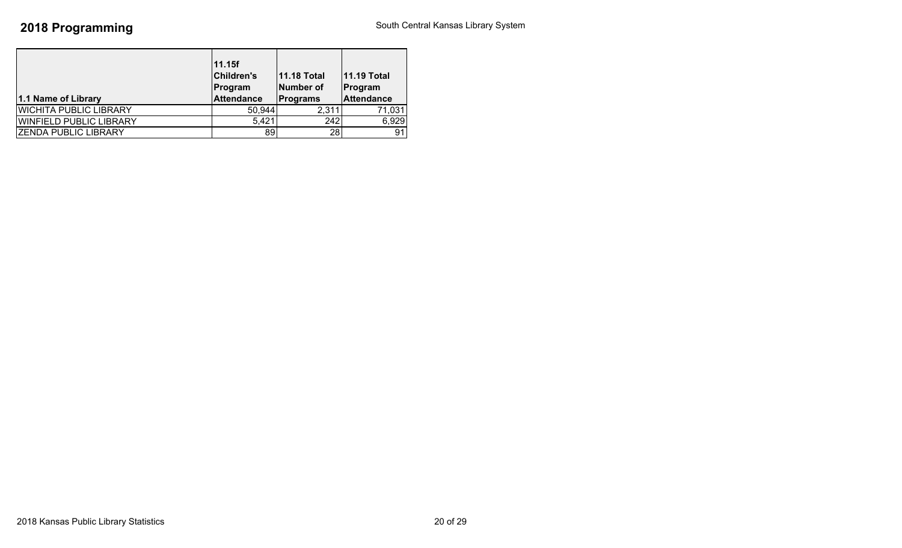## 2018 Programming

South Central Kansas Library System

| 1.1 Name of Library | 11.15f Children's Program Attendance | 11.18 Total Number of Programs | 11.19 Total Program Attendance |
|---|---|---|---|
| WICHITA PUBLIC LIBRARY | 50,944 | 2,311 | 71,031 |
| WINFIELD PUBLIC LIBRARY | 5,421 | 242 | 6,929 |
| ZENDA PUBLIC LIBRARY | 89 | 28 | 91 |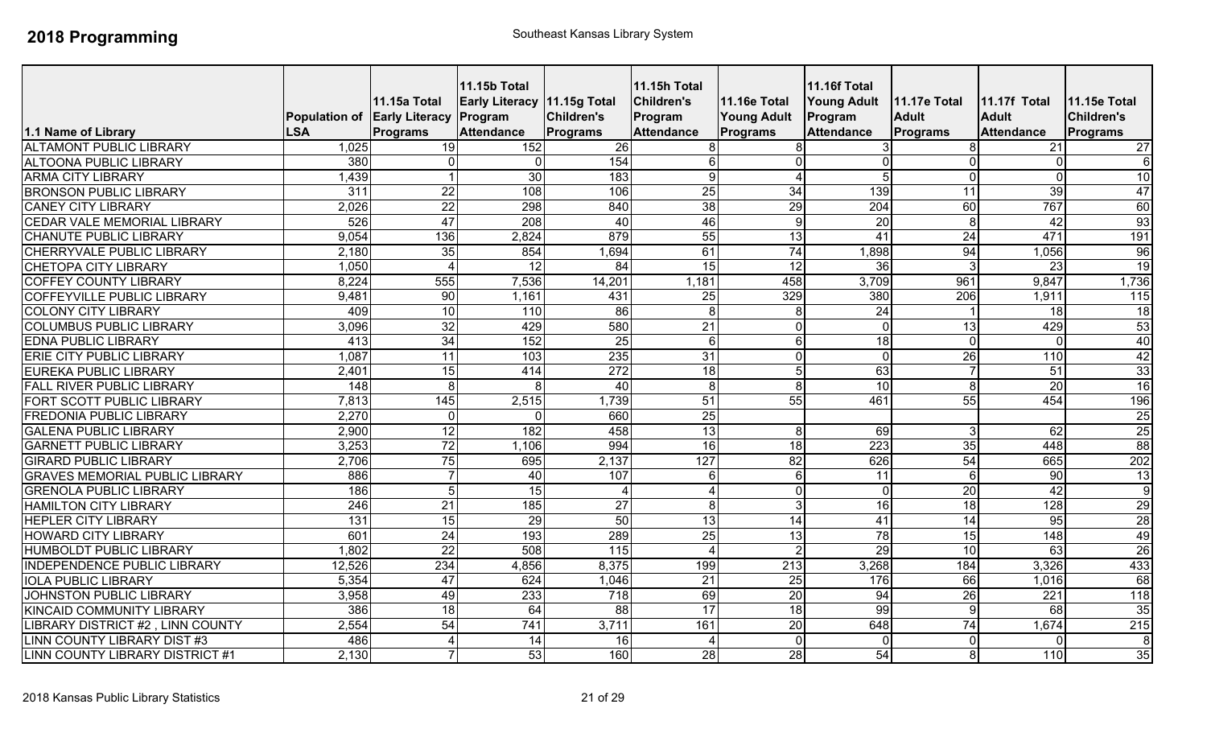# 2018 Programming

Southeast Kansas Library System

| 1.1 Name of Library | Population of LSA | 11.15a Total Early Literacy Programs | 11.15b Total Early Literacy Program Attendance | 11.15g Total Children's Programs | 11.15h Total Children's Program Attendance | 11.16e Total Young Adult Programs | 11.16f Total Young Adult Program Attendance | 11.17e Total Adult Programs | 11.17f Total Adult Attendance | 11.15e Total Children's Programs |
|---|---|---|---|---|---|---|---|---|---|---|
| ALTAMONT PUBLIC LIBRARY | 1,025 | 19 | 152 | 26 | 8 | 8 | 3 | 8 | 21 | 27 |
| ALTOONA PUBLIC LIBRARY | 380 | 0 | 0 | 154 | 6 | 0 | 0 | 0 | 0 | 6 |
| ARMA CITY LIBRARY | 1,439 | 1 | 30 | 183 | 9 | 4 | 5 | 0 | 0 | 10 |
| BRONSON PUBLIC LIBRARY | 311 | 22 | 108 | 106 | 25 | 34 | 139 | 11 | 39 | 47 |
| CANEY CITY LIBRARY | 2,026 | 22 | 298 | 840 | 38 | 29 | 204 | 60 | 767 | 60 |
| CEDAR VALE MEMORIAL LIBRARY | 526 | 47 | 208 | 40 | 46 | 9 | 20 | 8 | 42 | 93 |
| CHANUTE PUBLIC LIBRARY | 9,054 | 136 | 2,824 | 879 | 55 | 13 | 41 | 24 | 471 | 191 |
| CHERRYVALE PUBLIC LIBRARY | 2,180 | 35 | 854 | 1,694 | 61 | 74 | 1,898 | 94 | 1,056 | 96 |
| CHETOPA CITY LIBRARY | 1,050 | 4 | 12 | 84 | 15 | 12 | 36 | 3 | 23 | 19 |
| COFFEY COUNTY LIBRARY | 8,224 | 555 | 7,536 | 14,201 | 1,181 | 458 | 3,709 | 961 | 9,847 | 1,736 |
| COFFEYVILLE PUBLIC LIBRARY | 9,481 | 90 | 1,161 | 431 | 25 | 329 | 380 | 206 | 1,911 | 115 |
| COLONY CITY LIBRARY | 409 | 10 | 110 | 86 | 8 | 8 | 24 | 1 | 18 | 18 |
| COLUMBUS PUBLIC LIBRARY | 3,096 | 32 | 429 | 580 | 21 | 0 | 0 | 13 | 429 | 53 |
| EDNA PUBLIC LIBRARY | 413 | 34 | 152 | 25 | 6 | 6 | 18 | 0 | 0 | 40 |
| ERIE CITY PUBLIC LIBRARY | 1,087 | 11 | 103 | 235 | 31 | 0 | 0 | 26 | 110 | 42 |
| EUREKA PUBLIC LIBRARY | 2,401 | 15 | 414 | 272 | 18 | 5 | 63 | 7 | 51 | 33 |
| FALL RIVER PUBLIC LIBRARY | 148 | 8 | 8 | 40 | 8 | 8 | 10 | 8 | 20 | 16 |
| FORT SCOTT PUBLIC LIBRARY | 7,813 | 145 | 2,515 | 1,739 | 51 | 55 | 461 | 55 | 454 | 196 |
| FREDONIA PUBLIC LIBRARY | 2,270 | 0 | 0 | 660 | 25 | | | | | 25 |
| GALENA PUBLIC LIBRARY | 2,900 | 12 | 182 | 458 | 13 | 8 | 69 | 3 | 62 | 25 |
| GARNETT PUBLIC LIBRARY | 3,253 | 72 | 1,106 | 994 | 16 | 18 | 223 | 35 | 448 | 88 |
| GIRARD PUBLIC LIBRARY | 2,706 | 75 | 695 | 2,137 | 127 | 82 | 626 | 54 | 665 | 202 |
| GRAVES MEMORIAL PUBLIC LIBRARY | 886 | 7 | 40 | 107 | 6 | 6 | 11 | 6 | 90 | 13 |
| GRENOLA PUBLIC LIBRARY | 186 | 5 | 15 | 4 | 4 | 0 | 0 | 20 | 42 | 9 |
| HAMILTON CITY LIBRARY | 246 | 21 | 185 | 27 | 8 | 3 | 16 | 18 | 128 | 29 |
| HEPLER CITY LIBRARY | 131 | 15 | 29 | 50 | 13 | 14 | 41 | 14 | 95 | 28 |
| HOWARD CITY LIBRARY | 601 | 24 | 193 | 289 | 25 | 13 | 78 | 15 | 148 | 49 |
| HUMBOLDT PUBLIC LIBRARY | 1,802 | 22 | 508 | 115 | 4 | 2 | 29 | 10 | 63 | 26 |
| INDEPENDENCE PUBLIC LIBRARY | 12,526 | 234 | 4,856 | 8,375 | 199 | 213 | 3,268 | 184 | 3,326 | 433 |
| IOLA PUBLIC LIBRARY | 5,354 | 47 | 624 | 1,046 | 21 | 25 | 176 | 66 | 1,016 | 68 |
| JOHNSTON PUBLIC LIBRARY | 3,958 | 49 | 233 | 718 | 69 | 20 | 94 | 26 | 221 | 118 |
| KINCAID COMMUNITY LIBRARY | 386 | 18 | 64 | 88 | 17 | 18 | 99 | 9 | 68 | 35 |
| LIBRARY DISTRICT #2 , LINN COUNTY | 2,554 | 54 | 741 | 3,711 | 161 | 20 | 648 | 74 | 1,674 | 215 |
| LINN COUNTY LIBRARY DIST #3 | 486 | 4 | 14 | 16 | 4 | 0 | 0 | 0 | 0 | 8 |
| LINN COUNTY LIBRARY DISTRICT #1 | 2,130 | 7 | 53 | 160 | 28 | 28 | 54 | 8 | 110 | 35 |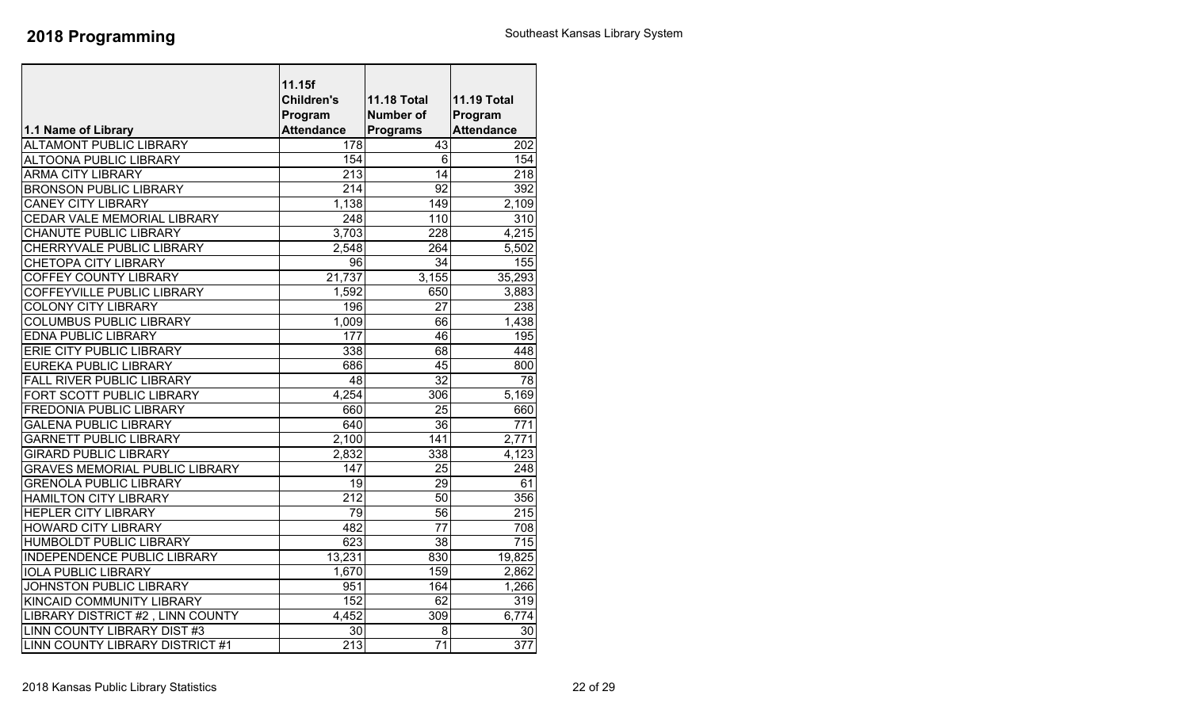# 2018 Programming

Southeast Kansas Library System

| 1.1 Name of Library | 11.15f Children's Program Attendance | 11.18 Total Number of Programs | 11.19 Total Program Attendance |
|---|---|---|---|
| ALTAMONT PUBLIC LIBRARY | 178 | 43 | 202 |
| ALTOONA PUBLIC LIBRARY | 154 | 6 | 154 |
| ARMA CITY LIBRARY | 213 | 14 | 218 |
| BRONSON PUBLIC LIBRARY | 214 | 92 | 392 |
| CANEY CITY LIBRARY | 1,138 | 149 | 2,109 |
| CEDAR VALE MEMORIAL LIBRARY | 248 | 110 | 310 |
| CHANUTE PUBLIC LIBRARY | 3,703 | 228 | 4,215 |
| CHERRYVALE PUBLIC LIBRARY | 2,548 | 264 | 5,502 |
| CHETOPA CITY LIBRARY | 96 | 34 | 155 |
| COFFEY COUNTY LIBRARY | 21,737 | 3,155 | 35,293 |
| COFFEYVILLE PUBLIC LIBRARY | 1,592 | 650 | 3,883 |
| COLONY CITY LIBRARY | 196 | 27 | 238 |
| COLUMBUS PUBLIC LIBRARY | 1,009 | 66 | 1,438 |
| EDNA PUBLIC LIBRARY | 177 | 46 | 195 |
| ERIE CITY PUBLIC LIBRARY | 338 | 68 | 448 |
| EUREKA PUBLIC LIBRARY | 686 | 45 | 800 |
| FALL RIVER PUBLIC LIBRARY | 48 | 32 | 78 |
| FORT SCOTT PUBLIC LIBRARY | 4,254 | 306 | 5,169 |
| FREDONIA PUBLIC LIBRARY | 660 | 25 | 660 |
| GALENA PUBLIC LIBRARY | 640 | 36 | 771 |
| GARNETT PUBLIC LIBRARY | 2,100 | 141 | 2,771 |
| GIRARD PUBLIC LIBRARY | 2,832 | 338 | 4,123 |
| GRAVES MEMORIAL PUBLIC LIBRARY | 147 | 25 | 248 |
| GRENOLA PUBLIC LIBRARY | 19 | 29 | 61 |
| HAMILTON CITY LIBRARY | 212 | 50 | 356 |
| HEPLER CITY LIBRARY | 79 | 56 | 215 |
| HOWARD CITY LIBRARY | 482 | 77 | 708 |
| HUMBOLDT PUBLIC LIBRARY | 623 | 38 | 715 |
| INDEPENDENCE PUBLIC LIBRARY | 13,231 | 830 | 19,825 |
| IOLA PUBLIC LIBRARY | 1,670 | 159 | 2,862 |
| JOHNSTON PUBLIC LIBRARY | 951 | 164 | 1,266 |
| KINCAID COMMUNITY LIBRARY | 152 | 62 | 319 |
| LIBRARY DISTRICT #2 , LINN COUNTY | 4,452 | 309 | 6,774 |
| LINN COUNTY LIBRARY DIST #3 | 30 | 8 | 30 |
| LINN COUNTY LIBRARY DISTRICT #1 | 213 | 71 | 377 |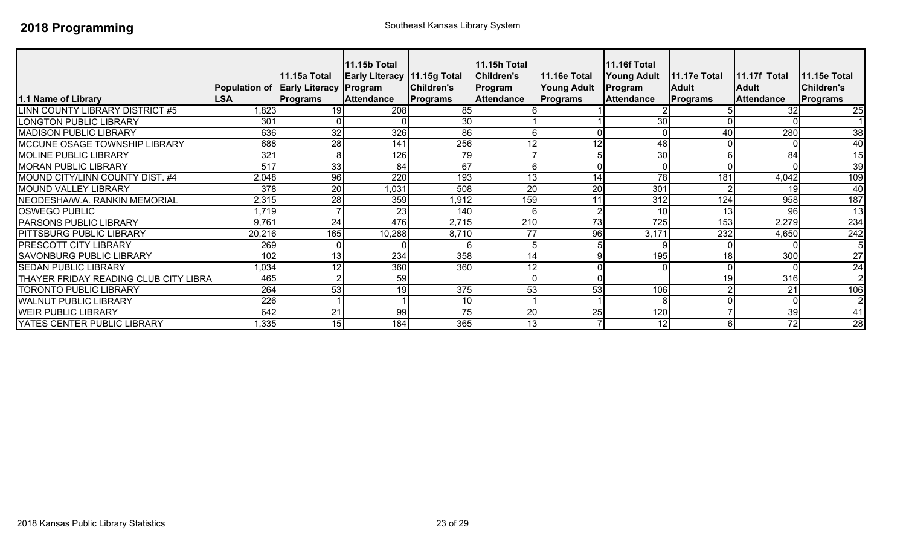# 2018 Programming

Southeast Kansas Library System

| 1.1 Name of Library | Population of LSA | 11.15a Total Early Literacy Programs | 11.15b Total Early Literacy Program Attendance | 11.15g Total Children's Programs | 11.15h Total Children's Program Attendance | 11.16e Total Young Adult Programs | 11.16f Total Young Adult Program Attendance | 11.17e Total Adult Programs | 11.17f Total Adult Attendance | 11.15e Total Children's Programs |
|---|---|---|---|---|---|---|---|---|---|---|
| LINN COUNTY LIBRARY DISTRICT #5 | 1,823 | 19 | 208 | 85 | 6 | 1 | 2 | 5 | 32 | 25 |
| LONGTON PUBLIC LIBRARY | 301 | 0 | 0 | 30 | 1 | 1 | 30 | 0 | 0 | 1 |
| MADISON PUBLIC LIBRARY | 636 | 32 | 326 | 86 | 6 | 0 | 0 | 40 | 280 | 38 |
| MCCUNE OSAGE TOWNSHIP LIBRARY | 688 | 28 | 141 | 256 | 12 | 12 | 48 | 0 | 0 | 40 |
| MOLINE PUBLIC LIBRARY | 321 | 8 | 126 | 79 | 7 | 5 | 30 | 6 | 84 | 15 |
| MORAN PUBLIC LIBRARY | 517 | 33 | 84 | 67 | 6 | 0 | 0 | 0 | 0 | 39 |
| MOUND CITY/LINN COUNTY DIST. #4 | 2,048 | 96 | 220 | 193 | 13 | 14 | 78 | 181 | 4,042 | 109 |
| MOUND VALLEY LIBRARY | 378 | 20 | 1,031 | 508 | 20 | 20 | 301 | 2 | 19 | 40 |
| NEODESHA/W.A. RANKIN MEMORIAL | 2,315 | 28 | 359 | 1,912 | 159 | 11 | 312 | 124 | 958 | 187 |
| OSWEGO PUBLIC | 1,719 | 7 | 23 | 140 | 6 | 2 | 10 | 13 | 96 | 13 |
| PARSONS PUBLIC LIBRARY | 9,761 | 24 | 476 | 2,715 | 210 | 73 | 725 | 153 | 2,279 | 234 |
| PITTSBURG PUBLIC LIBRARY | 20,216 | 165 | 10,288 | 8,710 | 77 | 96 | 3,171 | 232 | 4,650 | 242 |
| PRESCOTT CITY LIBRARY | 269 | 0 | 0 | 6 | 5 | 5 | 9 | 0 | 0 | 5 |
| SAVONBURG PUBLIC LIBRARY | 102 | 13 | 234 | 358 | 14 | 9 | 195 | 18 | 300 | 27 |
| SEDAN PUBLIC LIBRARY | 1,034 | 12 | 360 | 360 | 12 | 0 | 0 | 0 | 0 | 24 |
| THAYER FRIDAY READING CLUB CITY LIBRA | 465 | 2 | 59 | | 0 | 0 | | 19 | 316 | 2 |
| TORONTO PUBLIC LIBRARY | 264 | 53 | 19 | 375 | 53 | 53 | 106 | 2 | 21 | 106 |
| WALNUT PUBLIC LIBRARY | 226 | 1 | 1 | 10 | 1 | 1 | 8 | 0 | 0 | 2 |
| WEIR PUBLIC LIBRARY | 642 | 21 | 99 | 75 | 20 | 25 | 120 | 7 | 39 | 41 |
| YATES CENTER PUBLIC LIBRARY | 1,335 | 15 | 184 | 365 | 13 | 7 | 12 | 6 | 72 | 28 |

2018 Kansas Public Library Statistics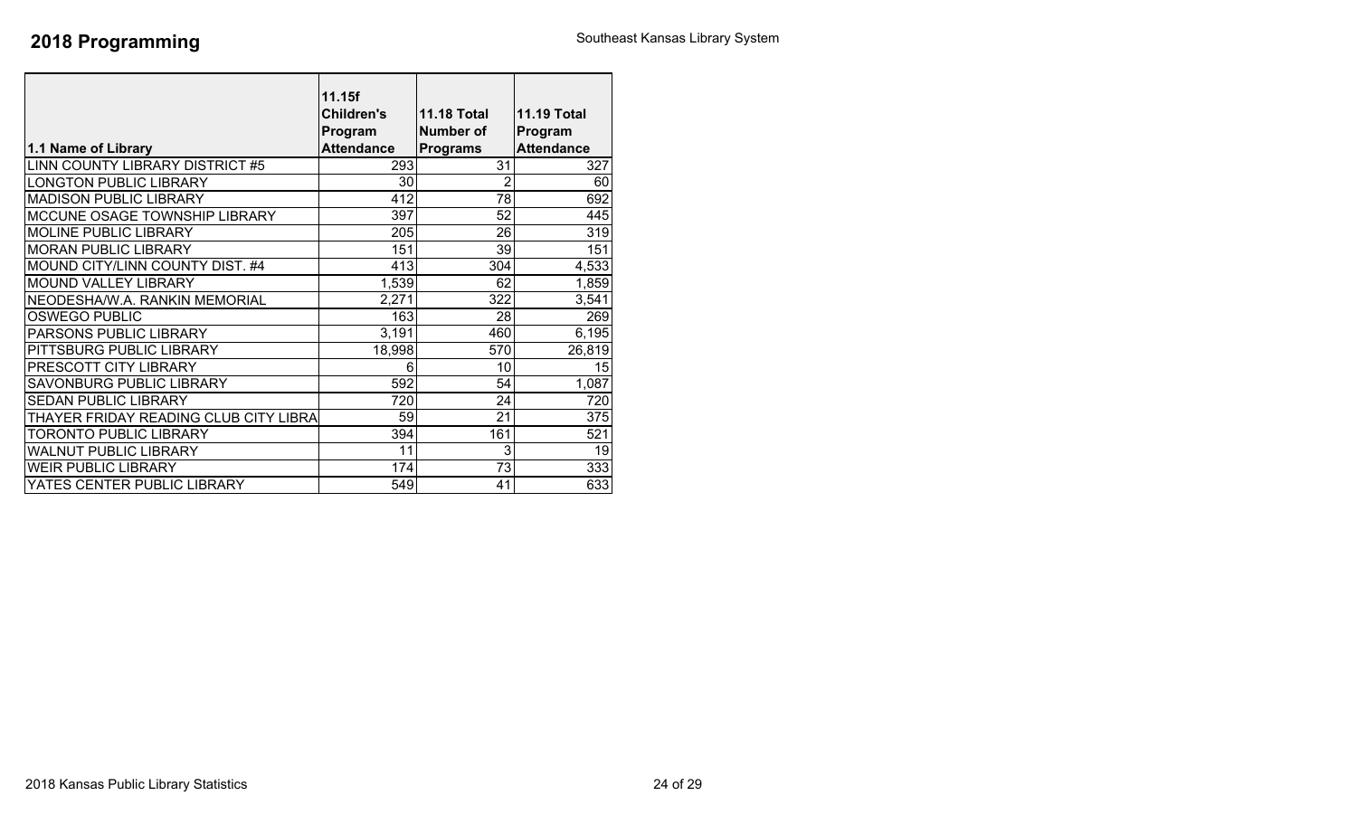# 2018 Programming

Southeast Kansas Library System

| 1.1 Name of Library | 11.15f Children's Program Attendance | 11.18 Total Number of Programs | 11.19 Total Program Attendance |
|---|---|---|---|
| LINN COUNTY LIBRARY DISTRICT #5 | 293 | 31 | 327 |
| LONGTON PUBLIC LIBRARY | 30 | 2 | 60 |
| MADISON PUBLIC LIBRARY | 412 | 78 | 692 |
| MCCUNE OSAGE TOWNSHIP LIBRARY | 397 | 52 | 445 |
| MOLINE PUBLIC LIBRARY | 205 | 26 | 319 |
| MORAN PUBLIC LIBRARY | 151 | 39 | 151 |
| MOUND CITY/LINN COUNTY DIST. #4 | 413 | 304 | 4,533 |
| MOUND VALLEY LIBRARY | 1,539 | 62 | 1,859 |
| NEODESHA/W.A. RANKIN MEMORIAL | 2,271 | 322 | 3,541 |
| OSWEGO PUBLIC | 163 | 28 | 269 |
| PARSONS PUBLIC LIBRARY | 3,191 | 460 | 6,195 |
| PITTSBURG PUBLIC LIBRARY | 18,998 | 570 | 26,819 |
| PRESCOTT CITY LIBRARY | 6 | 10 | 15 |
| SAVONBURG PUBLIC LIBRARY | 592 | 54 | 1,087 |
| SEDAN PUBLIC LIBRARY | 720 | 24 | 720 |
| THAYER FRIDAY READING CLUB CITY LIBRA | 59 | 21 | 375 |
| TORONTO PUBLIC LIBRARY | 394 | 161 | 521 |
| WALNUT PUBLIC LIBRARY | 11 | 3 | 19 |
| WEIR PUBLIC LIBRARY | 174 | 73 | 333 |
| YATES CENTER PUBLIC LIBRARY | 549 | 41 | 633 |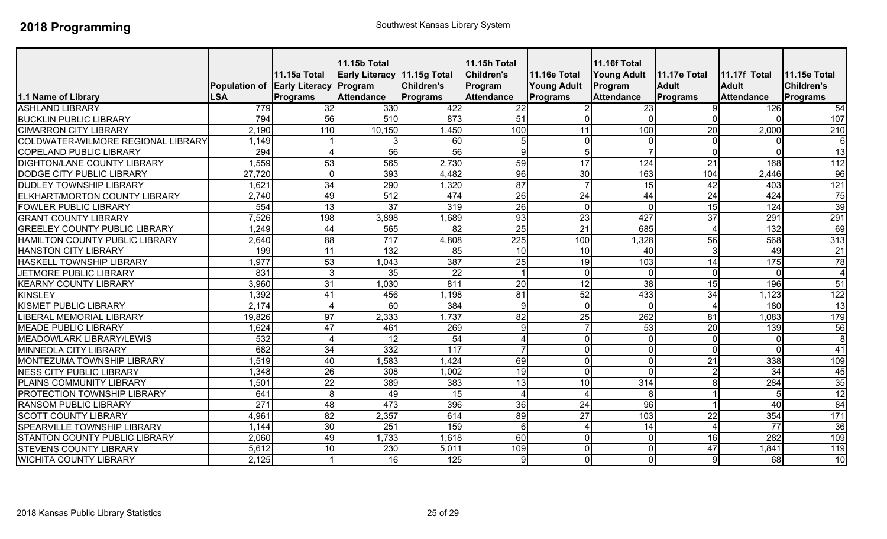# 2018 Programming

Southwest Kansas Library System

| 1.1 Name of Library | Population of LSA | 11.15a Total Early Literacy Programs | 11.15b Total Early Literacy Program Attendance | 11.15g Total Children's Programs | 11.15h Total Children's Program Attendance | 11.16e Total Young Adult Programs | 11.16f Total Young Adult Program Attendance | 11.17e Total Adult Programs | 11.17f Total Adult Attendance | 11.15e Total Children's Programs |
|---|---|---|---|---|---|---|---|---|---|---|
| ASHLAND LIBRARY | 779 | 32 | 330 | 422 | 22 | 2 | 23 | 9 | 126 | 54 |
| BUCKLIN PUBLIC LIBRARY | 794 | 56 | 510 | 873 | 51 | 0 | 0 | 0 | 0 | 107 |
| CIMARRON CITY LIBRARY | 2,190 | 110 | 10,150 | 1,450 | 100 | 11 | 100 | 20 | 2,000 | 210 |
| COLDWATER-WILMORE REGIONAL LIBRARY | 1,149 | 1 | 3 | 60 | 5 | 0 | 0 | 0 | 0 | 6 |
| COPELAND PUBLIC LIBRARY | 294 | 4 | 56 | 56 | 9 | 5 | 7 | 0 | 0 | 13 |
| DIGHTON/LANE COUNTY LIBRARY | 1,559 | 53 | 565 | 2,730 | 59 | 17 | 124 | 21 | 168 | 112 |
| DODGE CITY PUBLIC LIBRARY | 27,720 | 0 | 393 | 4,482 | 96 | 30 | 163 | 104 | 2,446 | 96 |
| DUDLEY TOWNSHIP LIBRARY | 1,621 | 34 | 290 | 1,320 | 87 | 7 | 15 | 42 | 403 | 121 |
| ELKHART/MORTON COUNTY LIBRARY | 2,740 | 49 | 512 | 474 | 26 | 24 | 44 | 24 | 424 | 75 |
| FOWLER PUBLIC LIBRARY | 554 | 13 | 37 | 319 | 26 | 0 | 0 | 15 | 124 | 39 |
| GRANT COUNTY LIBRARY | 7,526 | 198 | 3,898 | 1,689 | 93 | 23 | 427 | 37 | 291 | 291 |
| GREELEY COUNTY PUBLIC LIBRARY | 1,249 | 44 | 565 | 82 | 25 | 21 | 685 | 4 | 132 | 69 |
| HAMILTON COUNTY PUBLIC LIBRARY | 2,640 | 88 | 717 | 4,808 | 225 | 100 | 1,328 | 56 | 568 | 313 |
| HANSTON CITY LIBRARY | 199 | 11 | 132 | 85 | 10 | 10 | 40 | 3 | 49 | 21 |
| HASKELL TOWNSHIP LIBRARY | 1,977 | 53 | 1,043 | 387 | 25 | 19 | 103 | 14 | 175 | 78 |
| JETMORE PUBLIC LIBRARY | 831 | 3 | 35 | 22 | 1 | 0 | 0 | 0 | 0 | 4 |
| KEARNY COUNTY LIBRARY | 3,960 | 31 | 1,030 | 811 | 20 | 12 | 38 | 15 | 196 | 51 |
| KINSLEY | 1,392 | 41 | 456 | 1,198 | 81 | 52 | 433 | 34 | 1,123 | 122 |
| KISMET PUBLIC LIBRARY | 2,174 | 4 | 60 | 384 | 9 | 0 | 0 | 4 | 180 | 13 |
| LIBERAL MEMORIAL LIBRARY | 19,826 | 97 | 2,333 | 1,737 | 82 | 25 | 262 | 81 | 1,083 | 179 |
| MEADE PUBLIC LIBRARY | 1,624 | 47 | 461 | 269 | 9 | 7 | 53 | 20 | 139 | 56 |
| MEADOWLARK LIBRARY/LEWIS | 532 | 4 | 12 | 54 | 4 | 0 | 0 | 0 | 0 | 8 |
| MINNEOLA CITY LIBRARY | 682 | 34 | 332 | 117 | 7 | 0 | 0 | 0 | 0 | 41 |
| MONTEZUMA TOWNSHIP LIBRARY | 1,519 | 40 | 1,583 | 1,424 | 69 | 0 | 0 | 21 | 338 | 109 |
| NESS CITY PUBLIC LIBRARY | 1,348 | 26 | 308 | 1,002 | 19 | 0 | 0 | 2 | 34 | 45 |
| PLAINS COMMUNITY LIBRARY | 1,501 | 22 | 389 | 383 | 13 | 10 | 314 | 8 | 284 | 35 |
| PROTECTION TOWNSHIP LIBRARY | 641 | 8 | 49 | 15 | 4 | 4 | 8 | 1 | 5 | 12 |
| RANSOM PUBLIC LIBRARY | 271 | 48 | 473 | 396 | 36 | 24 | 96 | 1 | 40 | 84 |
| SCOTT COUNTY LIBRARY | 4,961 | 82 | 2,357 | 614 | 89 | 27 | 103 | 22 | 354 | 171 |
| SPEARVILLE TOWNSHIP LIBRARY | 1,144 | 30 | 251 | 159 | 6 | 4 | 14 | 4 | 77 | 36 |
| STANTON COUNTY PUBLIC LIBRARY | 2,060 | 49 | 1,733 | 1,618 | 60 | 0 | 0 | 16 | 282 | 109 |
| STEVENS COUNTY LIBRARY | 5,612 | 10 | 230 | 5,011 | 109 | 0 | 0 | 47 | 1,841 | 119 |
| WICHITA COUNTY LIBRARY | 2,125 | 1 | 16 | 125 | 9 | 0 | 0 | 9 | 68 | 10 |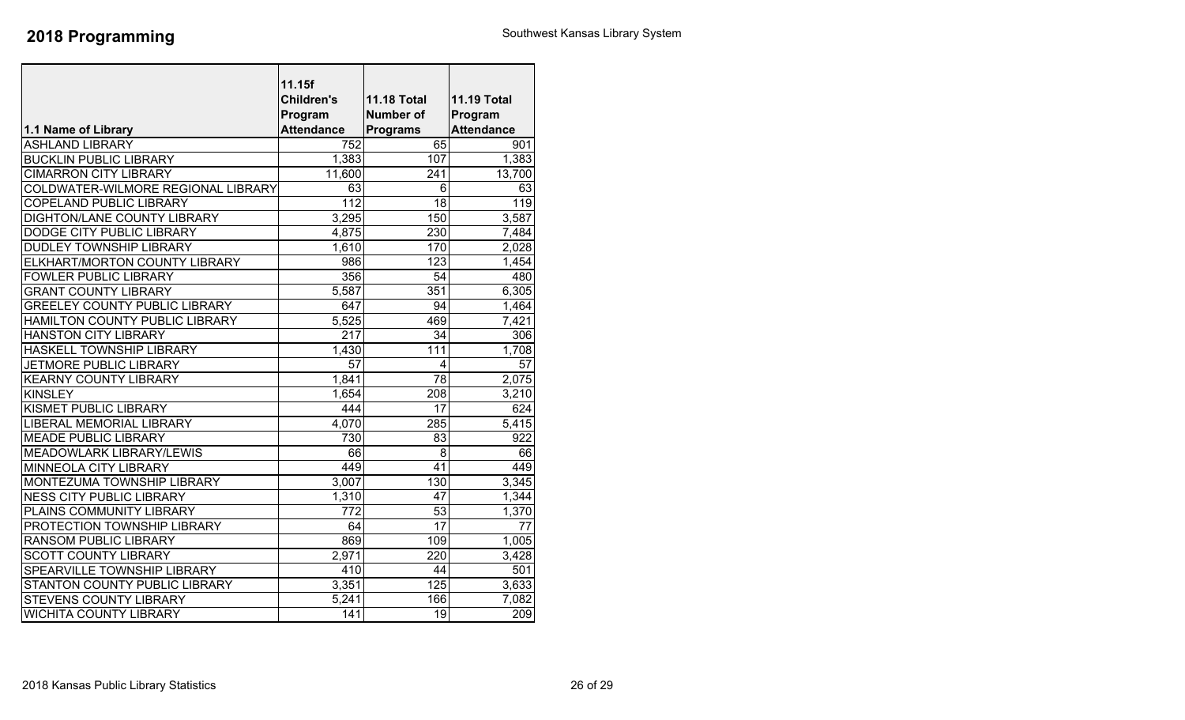# 2018 Programming

Southwest Kansas Library System

| 1.1 Name of Library | 11.15f Children's Program Attendance | 11.18 Total Number of Programs | 11.19 Total Program Attendance |
|---|---|---|---|
| ASHLAND LIBRARY | 752 | 65 | 901 |
| BUCKLIN PUBLIC LIBRARY | 1,383 | 107 | 1,383 |
| CIMARRON CITY LIBRARY | 11,600 | 241 | 13,700 |
| COLDWATER-WILMORE REGIONAL LIBRARY | 63 | 6 | 63 |
| COPELAND PUBLIC LIBRARY | 112 | 18 | 119 |
| DIGHTON/LANE COUNTY LIBRARY | 3,295 | 150 | 3,587 |
| DODGE CITY PUBLIC LIBRARY | 4,875 | 230 | 7,484 |
| DUDLEY TOWNSHIP LIBRARY | 1,610 | 170 | 2,028 |
| ELKHART/MORTON COUNTY LIBRARY | 986 | 123 | 1,454 |
| FOWLER PUBLIC LIBRARY | 356 | 54 | 480 |
| GRANT COUNTY LIBRARY | 5,587 | 351 | 6,305 |
| GREELEY COUNTY PUBLIC LIBRARY | 647 | 94 | 1,464 |
| HAMILTON COUNTY PUBLIC LIBRARY | 5,525 | 469 | 7,421 |
| HANSTON CITY LIBRARY | 217 | 34 | 306 |
| HASKELL TOWNSHIP LIBRARY | 1,430 | 111 | 1,708 |
| JETMORE PUBLIC LIBRARY | 57 | 4 | 57 |
| KEARNY COUNTY LIBRARY | 1,841 | 78 | 2,075 |
| KINSLEY | 1,654 | 208 | 3,210 |
| KISMET PUBLIC LIBRARY | 444 | 17 | 624 |
| LIBERAL MEMORIAL LIBRARY | 4,070 | 285 | 5,415 |
| MEADE PUBLIC LIBRARY | 730 | 83 | 922 |
| MEADOWLARK LIBRARY/LEWIS | 66 | 8 | 66 |
| MINNEOLA CITY LIBRARY | 449 | 41 | 449 |
| MONTEZUMA TOWNSHIP LIBRARY | 3,007 | 130 | 3,345 |
| NESS CITY PUBLIC LIBRARY | 1,310 | 47 | 1,344 |
| PLAINS COMMUNITY LIBRARY | 772 | 53 | 1,370 |
| PROTECTION TOWNSHIP LIBRARY | 64 | 17 | 77 |
| RANSOM PUBLIC LIBRARY | 869 | 109 | 1,005 |
| SCOTT COUNTY LIBRARY | 2,971 | 220 | 3,428 |
| SPEARVILLE TOWNSHIP LIBRARY | 410 | 44 | 501 |
| STANTON COUNTY PUBLIC LIBRARY | 3,351 | 125 | 3,633 |
| STEVENS COUNTY LIBRARY | 5,241 | 166 | 7,082 |
| WICHITA COUNTY LIBRARY | 141 | 19 | 209 |

2018 Kansas Public Library Statistics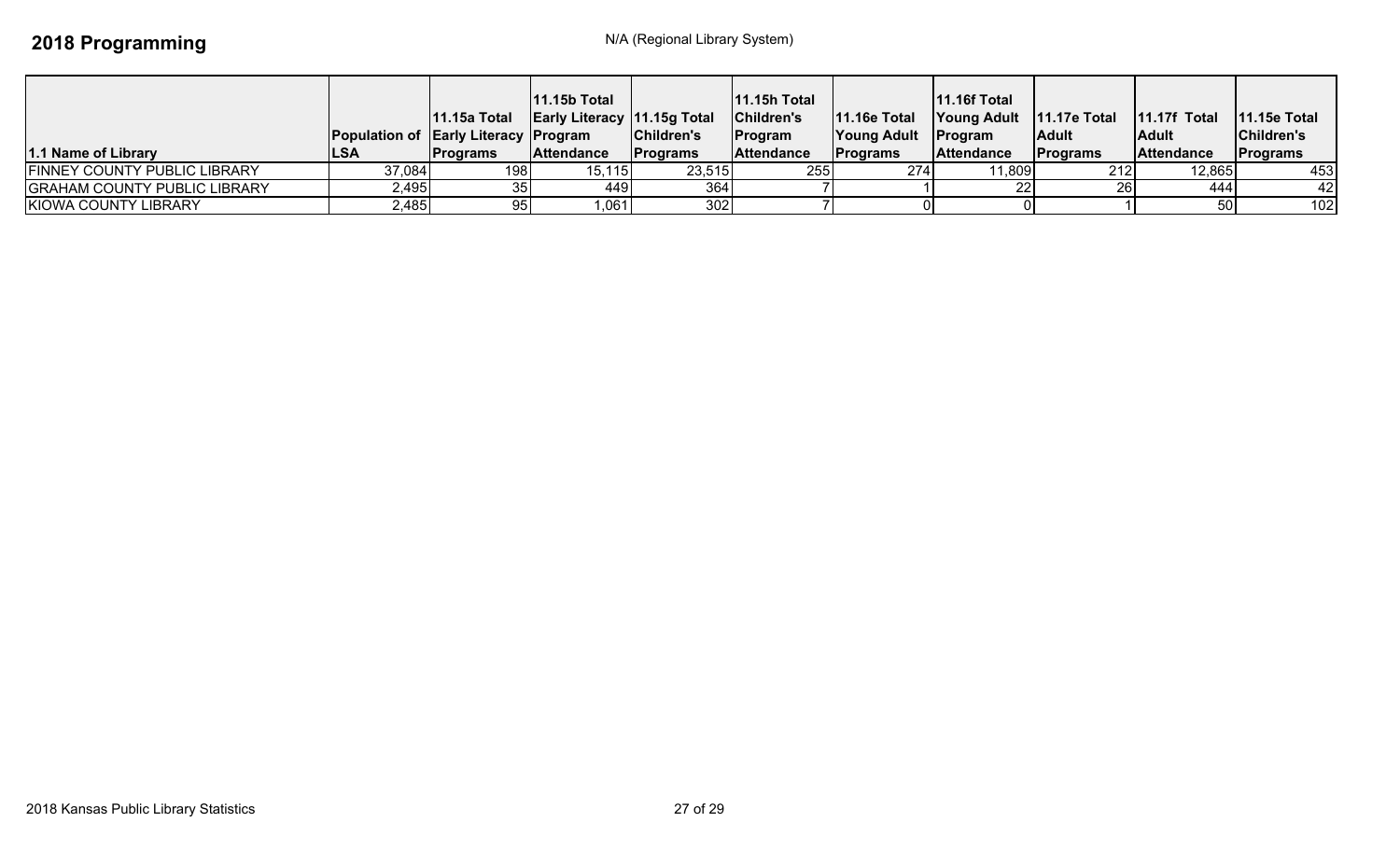# 2018 Programming

N/A (Regional Library System)

| 1.1 Name of Library | Population of LSA | 11.15a Total Early Literacy Programs | 11.15b Total Early Literacy Program Attendance | 11.15g Total Children's Programs | 11.15h Total Children's Program Attendance | 11.16e Total Young Adult Programs | 11.16f Total Young Adult Program Attendance | 11.17e Total Adult Programs | 11.17f Total Adult Attendance | 11.15e Total Children's Programs |
|---|---|---|---|---|---|---|---|---|---|---|
| FINNEY COUNTY PUBLIC LIBRARY | 37,084 | 198 | 15,115 | 23,515 | 255 | 274 | 11,809 | 212 | 12,865 | 453 |
| GRAHAM COUNTY PUBLIC LIBRARY | 2,495 | 35 | 449 | 364 | 7 | 1 | 22 | 26 | 444 | 42 |
| KIOWA COUNTY LIBRARY | 2,485 | 95 | 1,061 | 302 | 7 | 0 | 0 | 1 | 50 | 102 |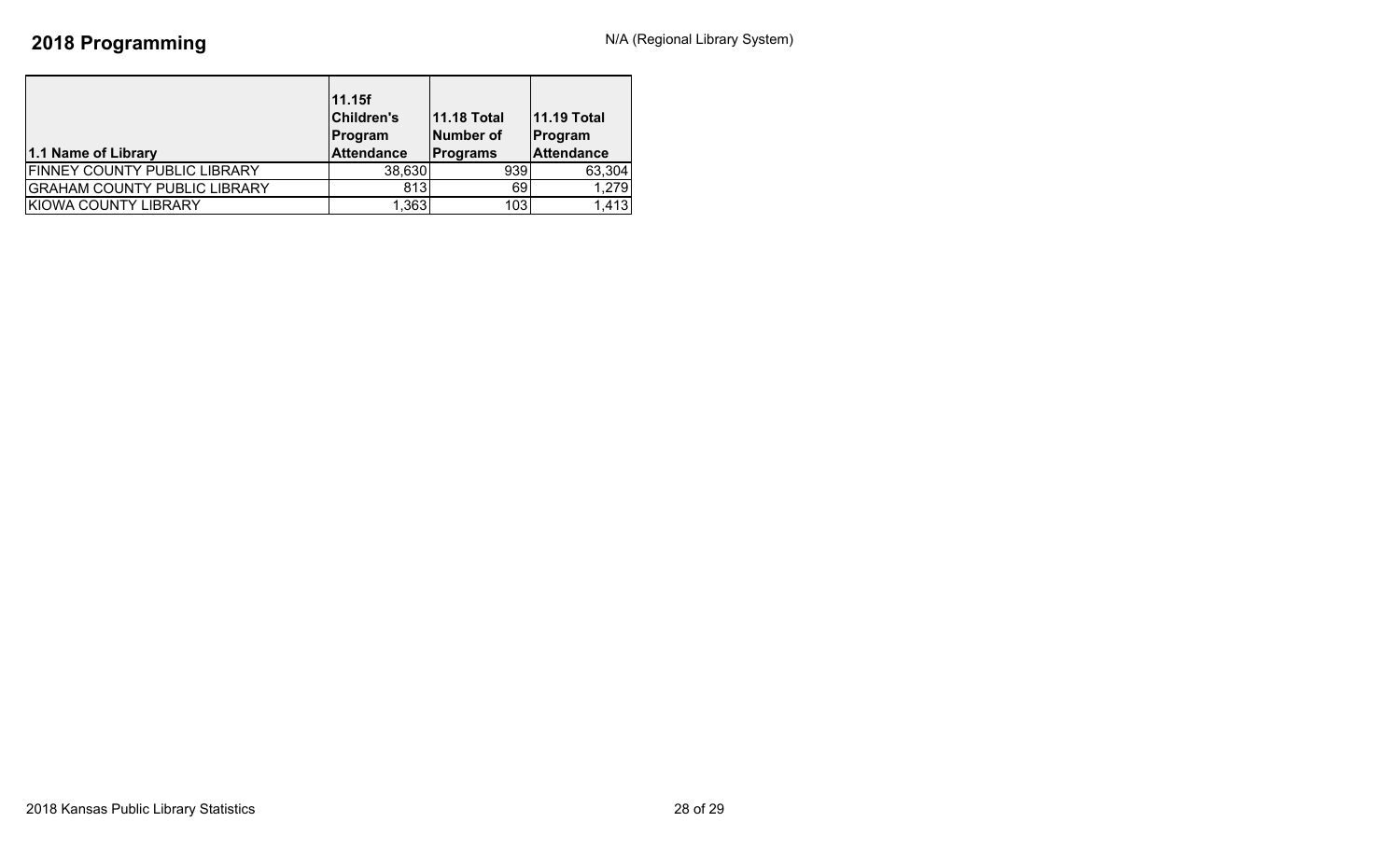## 2018 Programming

N/A (Regional Library System)

| 1.1 Name of Library | 11.15f Children's Program Attendance | 11.18 Total Number of Programs | 11.19 Total Program Attendance |
|---|---|---|---|
| FINNEY COUNTY PUBLIC LIBRARY | 38,630 | 939 | 63,304 |
| GRAHAM COUNTY PUBLIC LIBRARY | 813 | 69 | 1,279 |
| KIOWA COUNTY LIBRARY | 1,363 | 103 | 1,413 |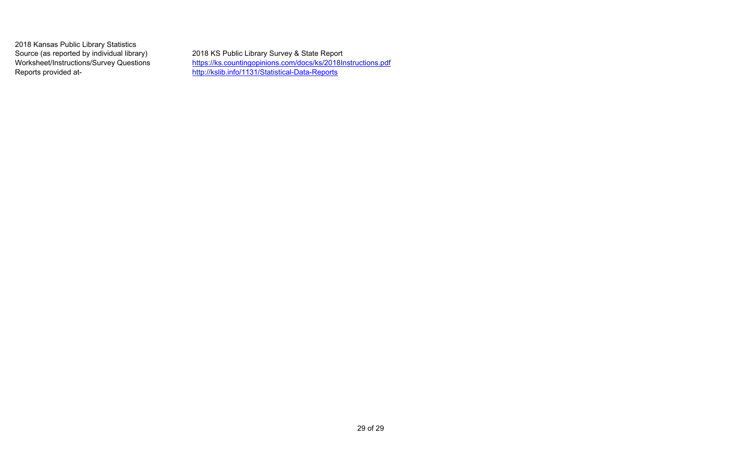2018 Kansas Public Library Statistics

| | |
|---|---|
| Source (as reported by individual library) | 2018 KS Public Library Survey & State Report |
| Worksheet/Instructions/Survey Questions | https://ks.countingopinions.com/docs/ks/2018Instructions.pdf |
| Reports provided at- | http://kslib.info/1131/Statistical-Data-Reports |